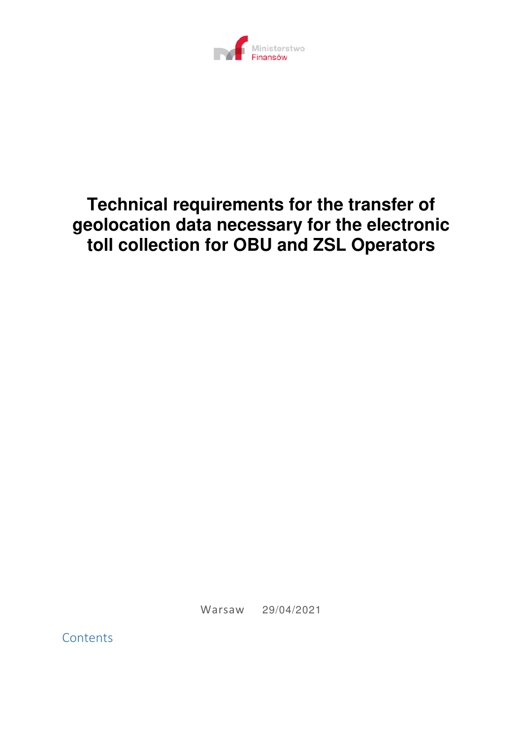Ministerstwo
Finansów

# Technical requirements for the transfer of geolocation data necessary for the electronic toll collection for OBU and ZSL Operators

Warsaw 29/04/2021

Contents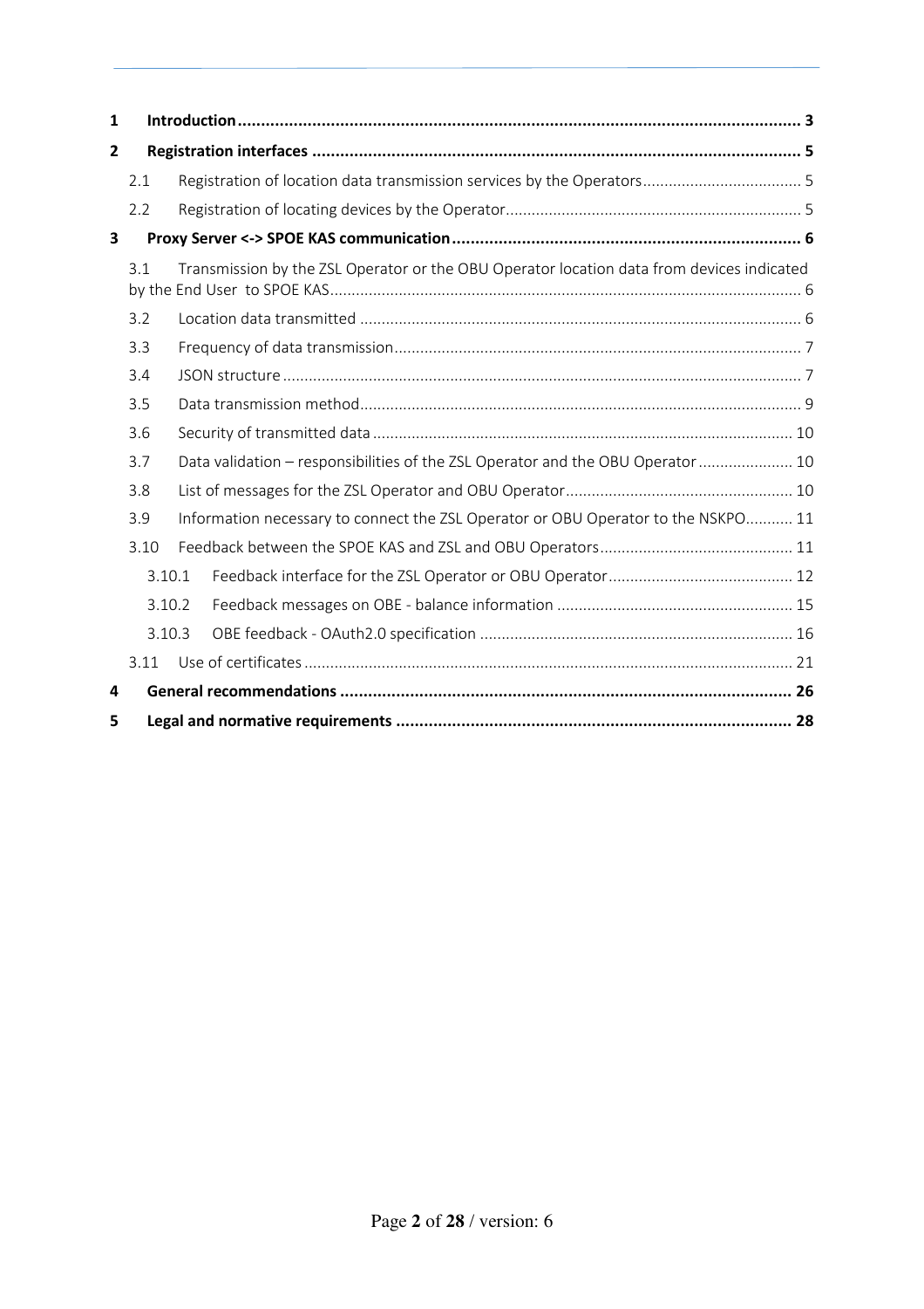1 **Introduction** ........................................................................................................................ 3

2 **Registration interfaces** ........................................................................................................ 5

2.1 Registration of location data transmission services by the Operators .................................... 5

2.2 Registration of locating devices by the Operator .................................................................... 5

3 **Proxy Server <-> SPOE KAS communication** ......................................................................... 6

3.1 Transmission by the ZSL Operator or the OBU Operator location data from devices indicated by the End User to SPOE KAS ........................................................................................................... 6

3.2 Location data transmitted ..................................................................................................... 6

3.3 Frequency of data transmission ............................................................................................. 7

3.4 JSON structure ....................................................................................................................... 7

3.5 Data transmission method ..................................................................................................... 9

3.6 Security of transmitted data ................................................................................................. 10

3.7 Data validation – responsibilities of the ZSL Operator and the OBU Operator ...................... 10

3.8 List of messages for the ZSL Operator and OBU Operator .................................................... 10

3.9 Information necessary to connect the ZSL Operator or OBU Operator to the NSKPO ........... 11

3.10 Feedback between the SPOE KAS and ZSL and OBU Operators ............................................ 11

3.10.1 Feedback interface for the ZSL Operator or OBU Operator .......................................... 12

3.10.2 Feedback messages on OBE - balance information ...................................................... 15

3.10.3 OBE feedback - OAuth2.0 specification ........................................................................ 16

3.11 Use of certificates ................................................................................................................ 21

4 **General recommendations** ................................................................................................ 26

5 **Legal and normative requirements** .................................................................................... 28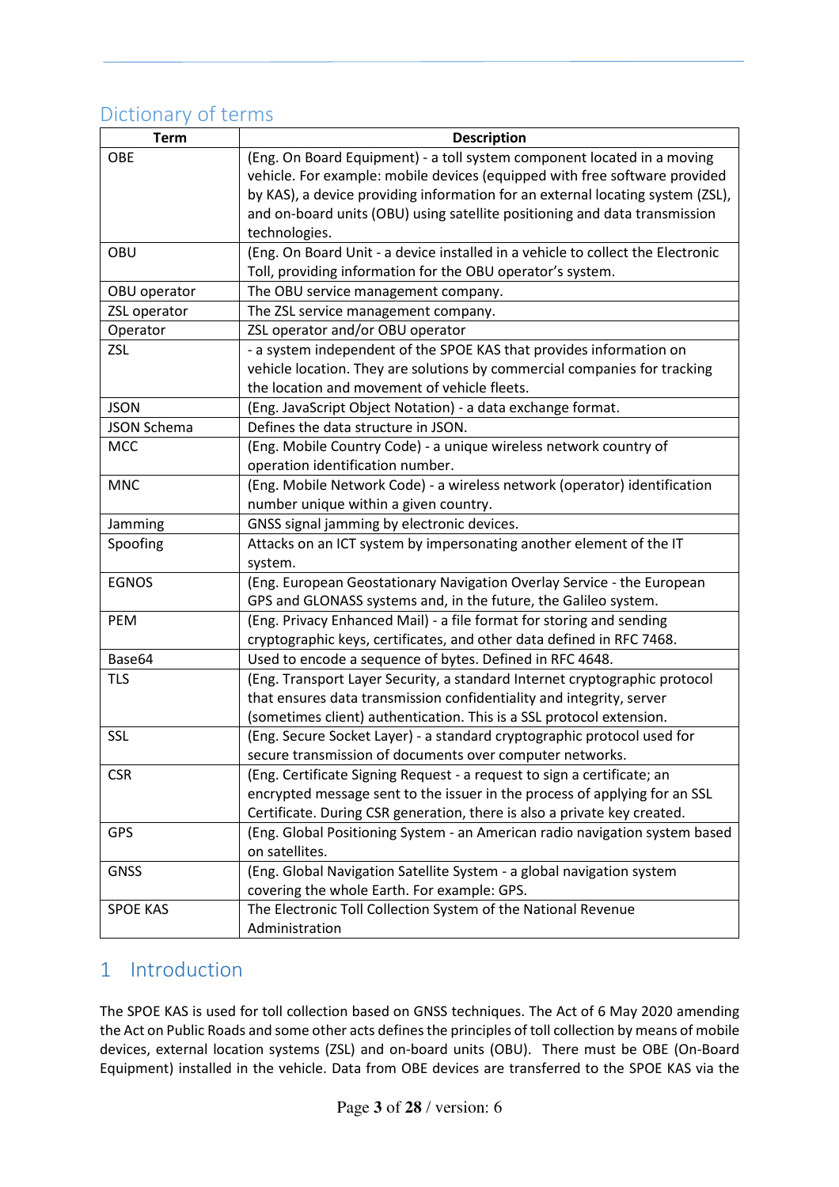## Dictionary of terms

| Term | Description |
|---|---|
| OBE | (Eng. On Board Equipment) - a toll system component located in a moving vehicle. For example: mobile devices (equipped with free software provided by KAS), a device providing information for an external locating system (ZSL), and on-board units (OBU) using satellite positioning and data transmission technologies. |
| OBU | (Eng. On Board Unit - a device installed in a vehicle to collect the Electronic Toll, providing information for the OBU operator's system. |
| OBU operator | The OBU service management company. |
| ZSL operator | The ZSL service management company. |
| Operator | ZSL operator and/or OBU operator |
| ZSL | - a system independent of the SPOE KAS that provides information on vehicle location. They are solutions by commercial companies for tracking the location and movement of vehicle fleets. |
| JSON | (Eng. JavaScript Object Notation) - a data exchange format. |
| JSON Schema | Defines the data structure in JSON. |
| MCC | (Eng. Mobile Country Code) - a unique wireless network country of operation identification number. |
| MNC | (Eng. Mobile Network Code) - a wireless network (operator) identification number unique within a given country. |
| Jamming | GNSS signal jamming by electronic devices. |
| Spoofing | Attacks on an ICT system by impersonating another element of the IT system. |
| EGNOS | (Eng. European Geostationary Navigation Overlay Service - the European GPS and GLONASS systems and, in the future, the Galileo system. |
| PEM | (Eng. Privacy Enhanced Mail) - a file format for storing and sending cryptographic keys, certificates, and other data defined in RFC 7468. |
| Base64 | Used to encode a sequence of bytes. Defined in RFC 4648. |
| TLS | (Eng. Transport Layer Security, a standard Internet cryptographic protocol that ensures data transmission confidentiality and integrity, server (sometimes client) authentication. This is a SSL protocol extension. |
| SSL | (Eng. Secure Socket Layer) - a standard cryptographic protocol used for secure transmission of documents over computer networks. |
| CSR | (Eng. Certificate Signing Request - a request to sign a certificate; an encrypted message sent to the issuer in the process of applying for an SSL Certificate. During CSR generation, there is also a private key created. |
| GPS | (Eng. Global Positioning System - an American radio navigation system based on satellites. |
| GNSS | (Eng. Global Navigation Satellite System - a global navigation system covering the whole Earth. For example: GPS. |
| SPOE KAS | The Electronic Toll Collection System of the National Revenue Administration |

# 1 Introduction

The SPOE KAS is used for toll collection based on GNSS techniques. The Act of 6 May 2020 amending the Act on Public Roads and some other acts defines the principles of toll collection by means of mobile devices, external location systems (ZSL) and on-board units (OBU). There must be OBE (On-Board Equipment) installed in the vehicle. Data from OBE devices are transferred to the SPOE KAS via the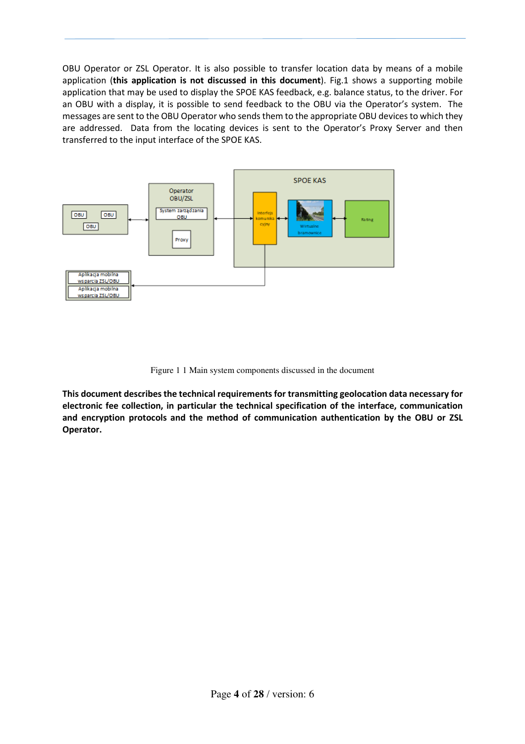OBU Operator or ZSL Operator. It is also possible to transfer location data by means of a mobile application (**this application is not discussed in this document**). Fig.1 shows a supporting mobile application that may be used to display the SPOE KAS feedback, e.g. balance status, to the driver. For an OBU with a display, it is possible to send feedback to the OBU via the Operator's system. The messages are sent to the OBU Operator who sends them to the appropriate OBU devices to which they are addressed. Data from the locating devices is sent to the Operator's Proxy Server and then transferred to the input interface of the SPOE KAS.

Figure 1 1 Main system components discussed in the document

**This document describes the technical requirements for transmitting geolocation data necessary for electronic fee collection, in particular the technical specification of the interface, communication and encryption protocols and the method of communication authentication by the OBU or ZSL Operator.**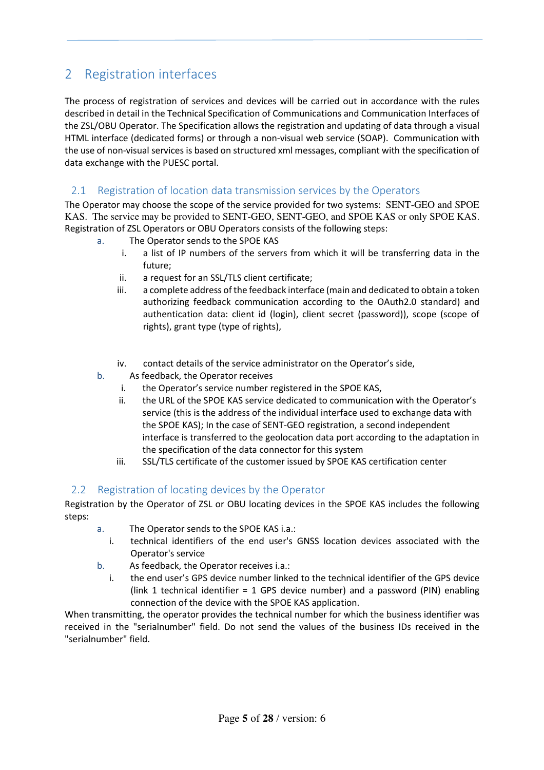# 2 Registration interfaces

The process of registration of services and devices will be carried out in accordance with the rules described in detail in the Technical Specification of Communications and Communication Interfaces of the ZSL/OBU Operator. The Specification allows the registration and updating of data through a visual HTML interface (dedicated forms) or through a non-visual web service (SOAP). Communication with the use of non-visual services is based on structured xml messages, compliant with the specification of data exchange with the PUESC portal.

## 2.1 Registration of location data transmission services by the Operators

The Operator may choose the scope of the service provided for two systems: SENT-GEO and SPOE KAS. The service may be provided to SENT-GEO, SENT-GEO, and SPOE KAS or only SPOE KAS. Registration of ZSL Operators or OBU Operators consists of the following steps:

a. The Operator sends to the SPOE KAS
   i. a list of IP numbers of the servers from which it will be transferring data in the future;
   ii. a request for an SSL/TLS client certificate;
   iii. a complete address of the feedback interface (main and dedicated to obtain a token authorizing feedback communication according to the OAuth2.0 standard) and authentication data: client id (login), client secret (password)), scope (scope of rights), grant type (type of rights),
   iv. contact details of the service administrator on the Operator's side,
b. As feedback, the Operator receives
   i. the Operator's service number registered in the SPOE KAS,
   ii. the URL of the SPOE KAS service dedicated to communication with the Operator's service (this is the address of the individual interface used to exchange data with the SPOE KAS); In the case of SENT-GEO registration, a second independent interface is transferred to the geolocation data port according to the adaptation in the specification of the data connector for this system
   iii. SSL/TLS certificate of the customer issued by SPOE KAS certification center

## 2.2 Registration of locating devices by the Operator

Registration by the Operator of ZSL or OBU locating devices in the SPOE KAS includes the following steps:

a. The Operator sends to the SPOE KAS i.a.:
   i. technical identifiers of the end user's GNSS location devices associated with the Operator's service
b. As feedback, the Operator receives i.a.:
   i. the end user's GPS device number linked to the technical identifier of the GPS device (link 1 technical identifier = 1 GPS device number) and a password (PIN) enabling connection of the device with the SPOE KAS application.

When transmitting, the operator provides the technical number for which the business identifier was received in the "serialnumber" field. Do not send the values of the business IDs received in the "serialnumber" field.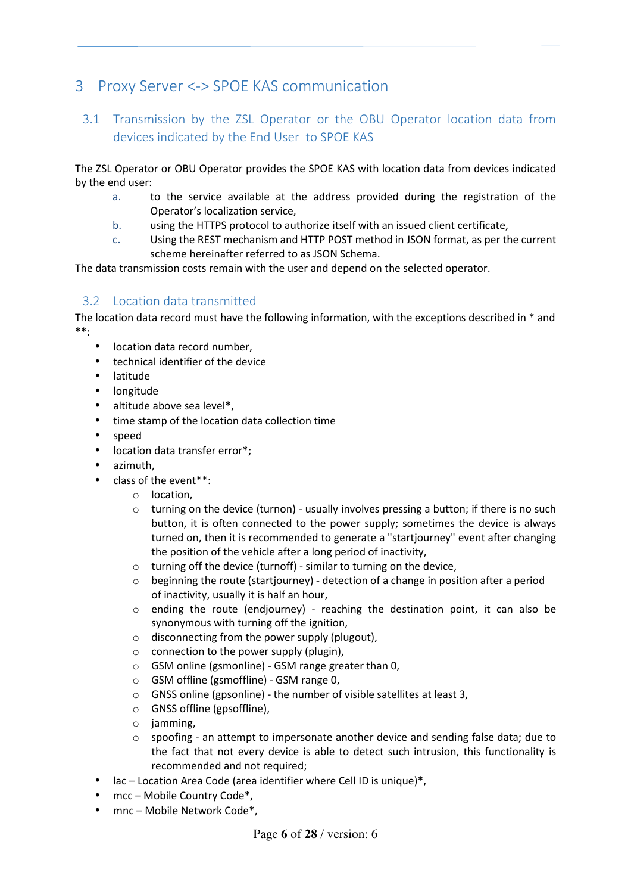# 3 Proxy Server <-> SPOE KAS communication

## 3.1 Transmission by the ZSL Operator or the OBU Operator location data from devices indicated by the End User to SPOE KAS

The ZSL Operator or OBU Operator provides the SPOE KAS with location data from devices indicated by the end user:

a. to the service available at the address provided during the registration of the Operator's localization service,
b. using the HTTPS protocol to authorize itself with an issued client certificate,
c. Using the REST mechanism and HTTP POST method in JSON format, as per the current scheme hereinafter referred to as JSON Schema.

The data transmission costs remain with the user and depend on the selected operator.

## 3.2 Location data transmitted

The location data record must have the following information, with the exceptions described in * and **:

- location data record number,
- technical identifier of the device
- latitude
- longitude
- altitude above sea level*,
- time stamp of the location data collection time
- speed
- location data transfer error*;
- azimuth,
- class of the event**:
    - location,
    - turning on the device (turnon) - usually involves pressing a button; if there is no such button, it is often connected to the power supply; sometimes the device is always turned on, then it is recommended to generate a "startjourney" event after changing the position of the vehicle after a long period of inactivity,
    - turning off the device (turnoff) - similar to turning on the device,
    - beginning the route (startjourney) - detection of a change in position after a period of inactivity, usually it is half an hour,
    - ending the route (endjourney) - reaching the destination point, it can also be synonymous with turning off the ignition,
    - disconnecting from the power supply (plugout),
    - connection to the power supply (plugin),
    - GSM online (gsmonline) - GSM range greater than 0,
    - GSM offline (gsmoffline) - GSM range 0,
    - GNSS online (gpsonline) - the number of visible satellites at least 3,
    - GNSS offline (gpsoffline),
    - jamming,
    - spoofing - an attempt to impersonate another device and sending false data; due to the fact that not every device is able to detect such intrusion, this functionality is recommended and not required;
- lac – Location Area Code (area identifier where Cell ID is unique)*,
- mcc – Mobile Country Code*,
- mnc – Mobile Network Code*,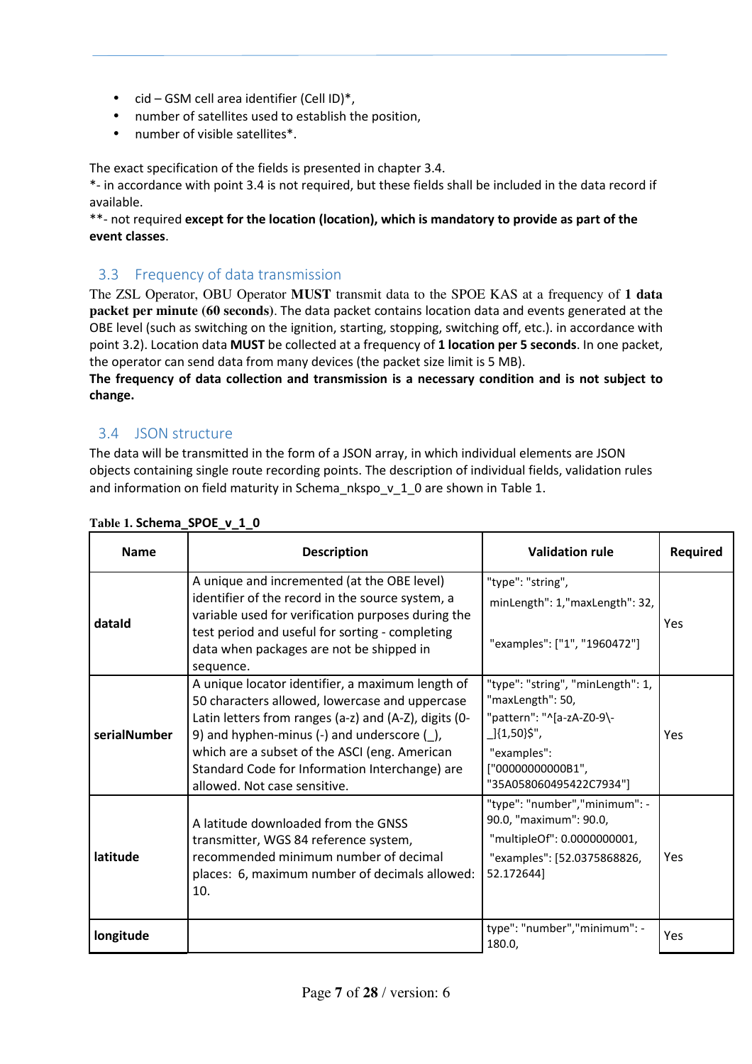- cid – GSM cell area identifier (Cell ID)*,
- number of satellites used to establish the position,
- number of visible satellites*.

The exact specification of the fields is presented in chapter 3.4.
*- in accordance with point 3.4 is not required, but these fields shall be included in the data record if available.
**- not required **except for the location (location), which is mandatory to provide as part of the event classes**.

## 3.3 Frequency of data transmission

The ZSL Operator, OBU Operator **MUST** transmit data to the SPOE KAS at a frequency of **1 data packet per minute (60 seconds)**. The data packet contains location data and events generated at the OBE level (such as switching on the ignition, starting, stopping, switching off, etc.). in accordance with point 3.2). Location data **MUST** be collected at a frequency of **1 location per 5 seconds**. In one packet, the operator can send data from many devices (the packet size limit is 5 MB).
**The frequency of data collection and transmission is a necessary condition and is not subject to change.**

## 3.4 JSON structure

The data will be transmitted in the form of a JSON array, in which individual elements are JSON objects containing single route recording points. The description of individual fields, validation rules and information on field maturity in Schema_nkspo_v_1_0 are shown in Table 1.

**Table 1. Schema_SPOE_v_1_0**

| Name | Description | Validation rule | Required |
|---|---|---|---|
| **dataId** | A unique and incremented (at the OBE level) identifier of the record in the source system, a variable used for verification purposes during the test period and useful for sorting - completing data when packages are not be shipped in sequence. | "type": "string", minLength": 1,"maxLength": 32, "examples": ["1", "1960472"] | Yes |
| **serialNumber** | A unique locator identifier, a maximum length of 50 characters allowed, lowercase and uppercase Latin letters from ranges (a-z) and (A-Z), digits (0-9) and hyphen-minus (-) and underscore (_), which are a subset of the ASCI (eng. American Standard Code for Information Interchange) are allowed. Not case sensitive. | "type": "string", "minLength": 1, "maxLength": 50, "pattern": "^[a-zA-Z0-9\-_]{1,50}$", "examples": ["00000000000B1", "35A058060495422C7934"] | Yes |
| **latitude** | A latitude downloaded from the GNSS transmitter, WGS 84 reference system, recommended minimum number of decimal places: 6, maximum number of decimals allowed: 10. | "type": "number","minimum": -90.0, "maximum": 90.0, "multipleOf": 0.0000000001, "examples": [52.0375868826, 52.172644] | Yes |
| **longitude** | | type": "number","minimum": -180.0, | Yes |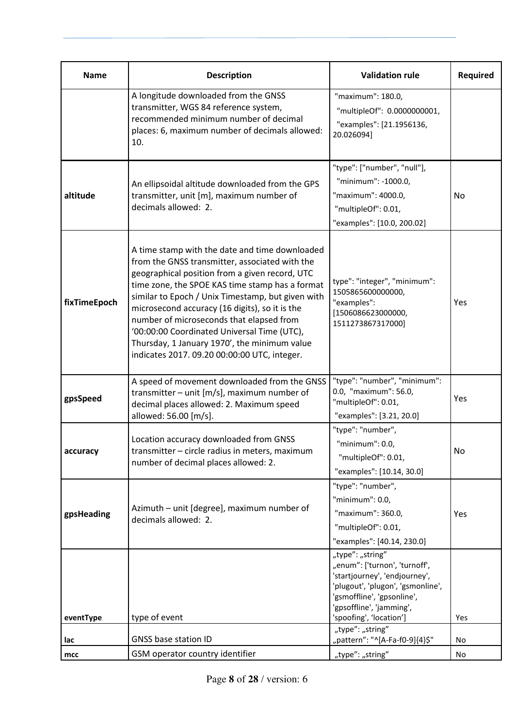| Name | Description | Validation rule | Required |
|---|---|---|---|
| | A longitude downloaded from the GNSS transmitter, WGS 84 reference system, recommended minimum number of decimal places: 6, maximum number of decimals allowed: 10. | "maximum": 180.0, "multipleOf": 0.0000000001, "examples": [21.1956136, 20.026094] | |
| altitude | An ellipsoidal altitude downloaded from the GPS transmitter, unit [m], maximum number of decimals allowed: 2. | "type": ["number", "null"], "minimum": -1000.0, "maximum": 4000.0, "multipleOf": 0.01, "examples": [10.0, 200.02] | No |
| fixTimeEpoch | A time stamp with the date and time downloaded from the GNSS transmitter, associated with the geographical position from a given record, UTC time zone, the SPOE KAS time stamp has a format similar to Epoch / Unix Timestamp, but given with microsecond accuracy (16 digits), so it is the number of microseconds that elapsed from '00:00:00 Coordinated Universal Time (UTC), Thursday, 1 January 1970', the minimum value indicates 2017. 09.20 00:00:00 UTC, integer. | type": "integer", "minimum": 1505865600000000, "examples": [1506086623000000, 1511273867317000] | Yes |
| gpsSpeed | A speed of movement downloaded from the GNSS transmitter – unit [m/s], maximum number of decimal places allowed: 2. Maximum speed allowed: 56.00 [m/s]. | "type": "number", "minimum": 0.0, "maximum": 56.0, "multipleOf": 0.01, "examples": [3.21, 20.0] | Yes |
| accuracy | Location accuracy downloaded from GNSS transmitter – circle radius in meters, maximum number of decimal places allowed: 2. | "type": "number", "minimum": 0.0, "multipleOf": 0.01, "examples": [10.14, 30.0] | No |
| gpsHeading | Azimuth – unit [degree], maximum number of decimals allowed: 2. | "type": "number", "minimum": 0.0, "maximum": 360.0, "multipleOf": 0.01, "examples": [40.14, 230.0] | Yes |
| eventType | type of event | „type": „string" „enum": ['turnon', 'turnoff', 'startjourney', 'endjourney', 'plugout', 'plugon', 'gsmonline', 'gsmoffline', 'gpsonline', 'gpsoffline', 'jamming', 'spoofing', 'location'] | Yes |
| lac | GNSS base station ID | „type": „string" „pattern": "^[A-Fa-f0-9]{4}$" | No |
| mcc | GSM operator country identifier | „type": „string" | No |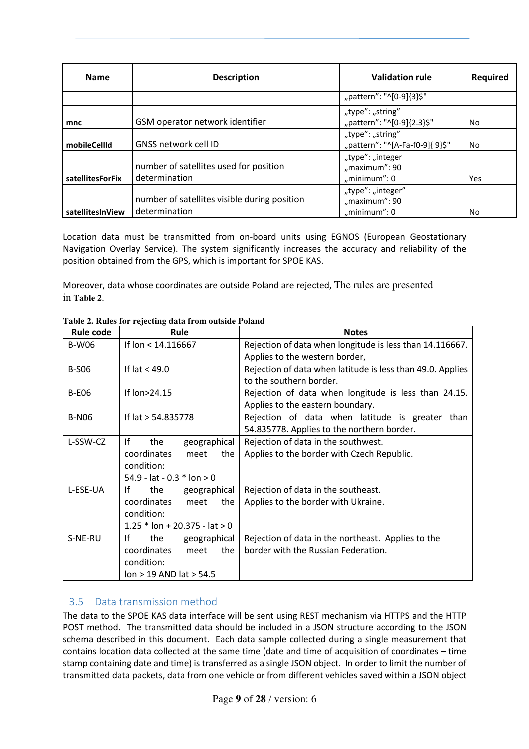| Name | Description | Validation rule | Required |
|---|---|---|---|
| | | „pattern": "^[0-9]{3}$" | |
| **mnc** | GSM operator network identifier | „type": „string"<br>„pattern": "^[0-9]{2.3}$" | No |
| **mobileCellId** | GNSS network cell ID | „type": „string"<br>„pattern": "^[A-Fa-f0-9]{ 9}$" | No |
| **satellitesForFix** | number of satellites used for position determination | „type": „integer<br>„maximum": 90<br>„minimum": 0 | Yes |
| **satellitesInView** | number of satellites visible during position determination | „type": „integer"<br>„maximum": 90<br>„minimum": 0 | No |

Location data must be transmitted from on-board units using EGNOS (European Geostationary Navigation Overlay Service). The system significantly increases the accuracy and reliability of the position obtained from the GPS, which is important for SPOE KAS.

Moreover, data whose coordinates are outside Poland are rejected, The rules are presented in **Table 2**.

**Table 2. Rules for rejecting data from outside Poland**

| Rule code | Rule | Notes |
|---|---|---|
| B-W06 | If lon < 14.116667 | Rejection of data when longitude is less than 14.116667. Applies to the western border, |
| B-S06 | If lat < 49.0 | Rejection of data when latitude is less than 49.0. Applies to the southern border. |
| B-E06 | If lon>24.15 | Rejection of data when longitude is less than 24.15. Applies to the eastern boundary. |
| B-N06 | If lat > 54.835778 | Rejection of data when latitude is greater than 54.835778. Applies to the northern border. |
| L-SSW-CZ | If the geographical coordinates meet the condition:<br>54.9 - lat - 0.3 * lon > 0 | Rejection of data in the southwest.<br>Applies to the border with Czech Republic. |
| L-ESE-UA | If the geographical coordinates meet the condition:<br>1.25 * lon + 20.375 - lat > 0 | Rejection of data in the southeast.<br>Applies to the border with Ukraine. |
| S-NE-RU | If the geographical coordinates meet the condition:<br>lon > 19 AND lat > 54.5 | Rejection of data in the northeast. Applies to the border with the Russian Federation. |

## 3.5 Data transmission method

The data to the SPOE KAS data interface will be sent using REST mechanism via HTTPS and the HTTP POST method. The transmitted data should be included in a JSON structure according to the JSON schema described in this document. Each data sample collected during a single measurement that contains location data collected at the same time (date and time of acquisition of coordinates – time stamp containing date and time) is transferred as a single JSON object. In order to limit the number of transmitted data packets, data from one vehicle or from different vehicles saved within a JSON object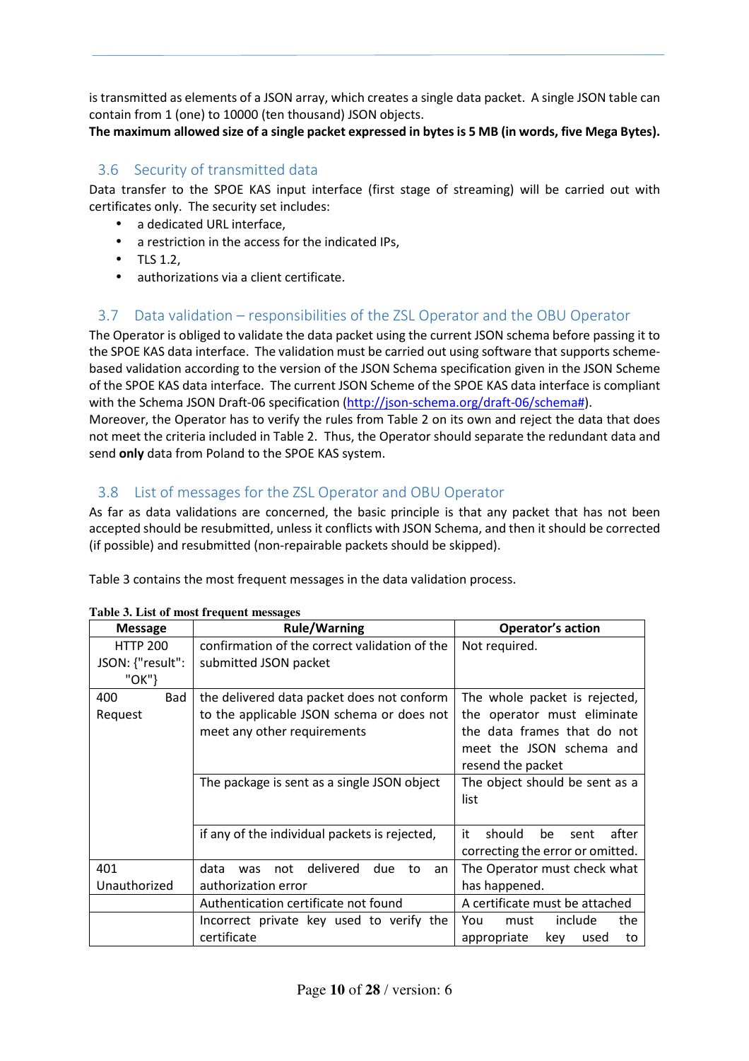is transmitted as elements of a JSON array, which creates a single data packet. A single JSON table can contain from 1 (one) to 10000 (ten thousand) JSON objects.

**The maximum allowed size of a single packet expressed in bytes is 5 MB (in words, five Mega Bytes).**

## 3.6 Security of transmitted data

Data transfer to the SPOE KAS input interface (first stage of streaming) will be carried out with certificates only. The security set includes:

- a dedicated URL interface,
- a restriction in the access for the indicated IPs,
- TLS 1.2,
- authorizations via a client certificate.

## 3.7 Data validation – responsibilities of the ZSL Operator and the OBU Operator

The Operator is obliged to validate the data packet using the current JSON schema before passing it to the SPOE KAS data interface. The validation must be carried out using software that supports scheme-based validation according to the version of the JSON Schema specification given in the JSON Scheme of the SPOE KAS data interface. The current JSON Scheme of the SPOE KAS data interface is compliant with the Schema JSON Draft-06 specification (http://json-schema.org/draft-06/schema#).

Moreover, the Operator has to verify the rules from Table 2 on its own and reject the data that does not meet the criteria included in Table 2. Thus, the Operator should separate the redundant data and send **only** data from Poland to the SPOE KAS system.

## 3.8 List of messages for the ZSL Operator and OBU Operator

As far as data validations are concerned, the basic principle is that any packet that has not been accepted should be resubmitted, unless it conflicts with JSON Schema, and then it should be corrected (if possible) and resubmitted (non-repairable packets should be skipped).

Table 3 contains the most frequent messages in the data validation process.

**Table 3. List of most frequent messages**

| Message | Rule/Warning | Operator's action |
|---|---|---|
| HTTP 200 JSON: {"result": "OK"} | confirmation of the correct validation of the submitted JSON packet | Not required. |
| 400 Bad Request | the delivered data packet does not conform to the applicable JSON schema or does not meet any other requirements | The whole packet is rejected, the operator must eliminate the data frames that do not meet the JSON schema and resend the packet |
| | The package is sent as a single JSON object | The object should be sent as a list |
| | if any of the individual packets is rejected, | it should be sent after correcting the error or omitted. |
| 401 Unauthorized | data was not delivered due to an authorization error | The Operator must check what has happened. |
| | Authentication certificate not found | A certificate must be attached |
| | Incorrect private key used to verify the certificate | You must include the appropriate key used to |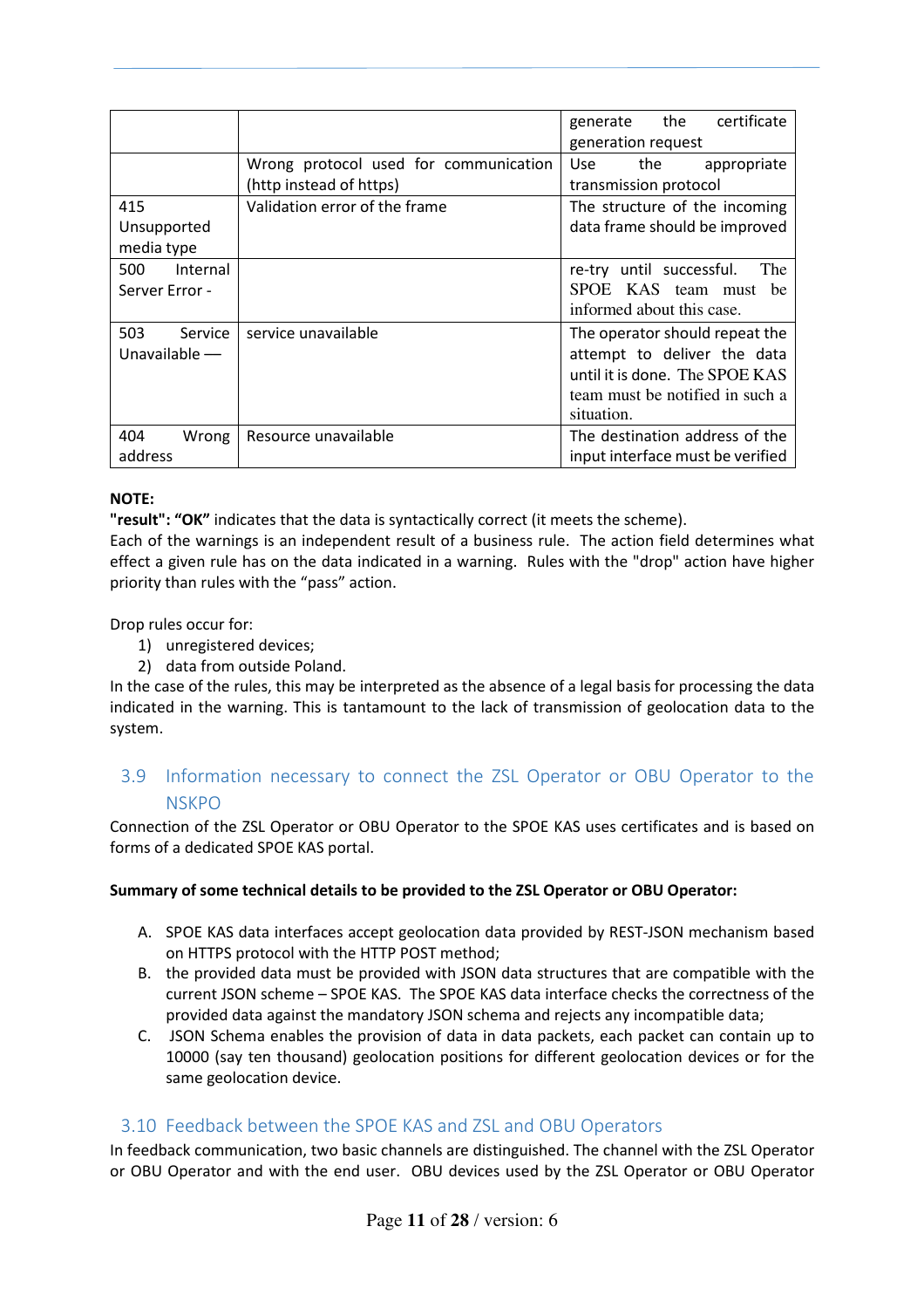| | | |
|---|---|---|
| | | generate the certificate generation request |
| | Wrong protocol used for communication (http instead of https) | Use the appropriate transmission protocol |
| 415 Unsupported media type | Validation error of the frame | The structure of the incoming data frame should be improved |
| 500 Internal Server Error - | | re-try until successful. The SPOE KAS team must be informed about this case. |
| 503 Service Unavailable — | service unavailable | The operator should repeat the attempt to deliver the data until it is done. The SPOE KAS team must be notified in such a situation. |
| 404 Wrong address | Resource unavailable | The destination address of the input interface must be verified |

**NOTE:**
**"result": "OK"** indicates that the data is syntactically correct (it meets the scheme).
Each of the warnings is an independent result of a business rule. The action field determines what effect a given rule has on the data indicated in a warning. Rules with the "drop" action have higher priority than rules with the "pass" action.

Drop rules occur for:
1) unregistered devices;
2) data from outside Poland.

In the case of the rules, this may be interpreted as the absence of a legal basis for processing the data indicated in the warning. This is tantamount to the lack of transmission of geolocation data to the system.

## 3.9 Information necessary to connect the ZSL Operator or OBU Operator to the NSKPO

Connection of the ZSL Operator or OBU Operator to the SPOE KAS uses certificates and is based on forms of a dedicated SPOE KAS portal.

**Summary of some technical details to be provided to the ZSL Operator or OBU Operator:**

A. SPOE KAS data interfaces accept geolocation data provided by REST-JSON mechanism based on HTTPS protocol with the HTTP POST method;
B. the provided data must be provided with JSON data structures that are compatible with the current JSON scheme – SPOE KAS. The SPOE KAS data interface checks the correctness of the provided data against the mandatory JSON schema and rejects any incompatible data;
C. JSON Schema enables the provision of data in data packets, each packet can contain up to 10000 (say ten thousand) geolocation positions for different geolocation devices or for the same geolocation device.

## 3.10 Feedback between the SPOE KAS and ZSL and OBU Operators

In feedback communication, two basic channels are distinguished. The channel with the ZSL Operator or OBU Operator and with the end user. OBU devices used by the ZSL Operator or OBU Operator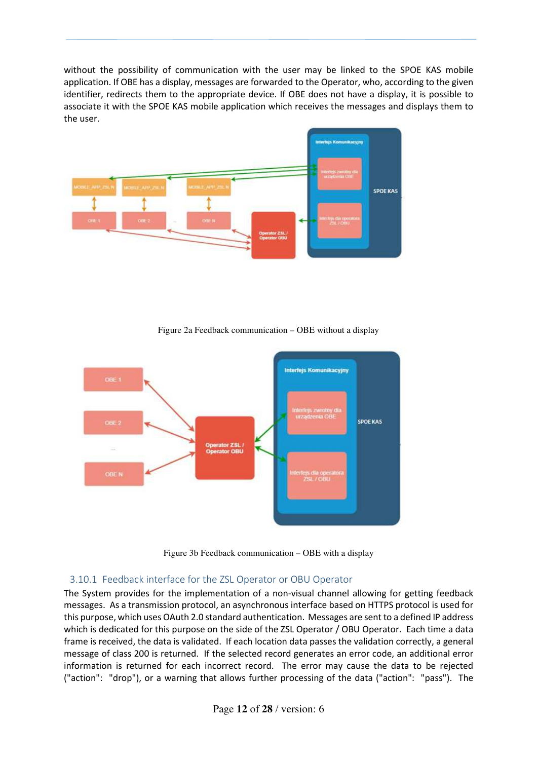without the possibility of communication with the user may be linked to the SPOE KAS mobile application. If OBE has a display, messages are forwarded to the Operator, who, according to the given identifier, redirects them to the appropriate device. If OBE does not have a display, it is possible to associate it with the SPOE KAS mobile application which receives the messages and displays them to the user.

Figure 2a Feedback communication – OBE without a display

Figure 3b Feedback communication – OBE with a display

### 3.10.1 Feedback interface for the ZSL Operator or OBU Operator

The System provides for the implementation of a non-visual channel allowing for getting feedback messages. As a transmission protocol, an asynchronous interface based on HTTPS protocol is used for this purpose, which uses OAuth 2.0 standard authentication. Messages are sent to a defined IP address which is dedicated for this purpose on the side of the ZSL Operator / OBU Operator. Each time a data frame is received, the data is validated. If each location data passes the validation correctly, a general message of class 200 is returned. If the selected record generates an error code, an additional error information is returned for each incorrect record. The error may cause the data to be rejected ("action": "drop"), or a warning that allows further processing of the data ("action": "pass"). The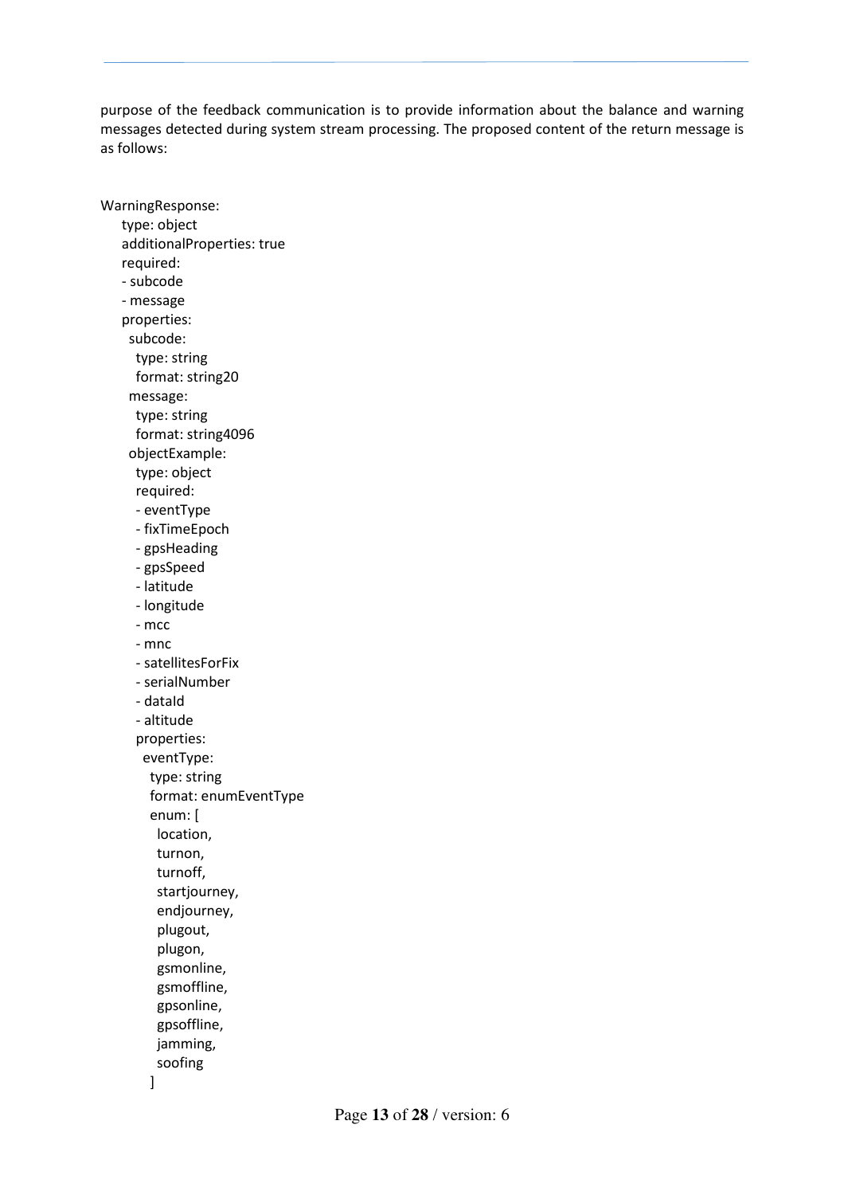purpose of the feedback communication is to provide information about the balance and warning messages detected during system stream processing. The proposed content of the return message is as follows:

```
WarningResponse:
   type: object
   additionalProperties: true
   required:
   - subcode
   - message
   properties:
    subcode:
     type: string
     format: string20
    message:
     type: string
     format: string4096
    objectExample:
     type: object
     required:
     - eventType
     - fixTimeEpoch
     - gpsHeading
     - gpsSpeed
     - latitude
     - longitude
     - mcc
     - mnc
     - satellitesForFix
     - serialNumber
     - dataId
     - altitude
     properties:
      eventType:
       type: string
       format: enumEventType
       enum: [
        location,
        turnon,
        turnoff,
        startjourney,
        endjourney,
        plugout,
        plugon,
        gsmonline,
        gsmoffline,
        gpsonline,
        gpsoffline,
        jamming,
        soofing
       ]
```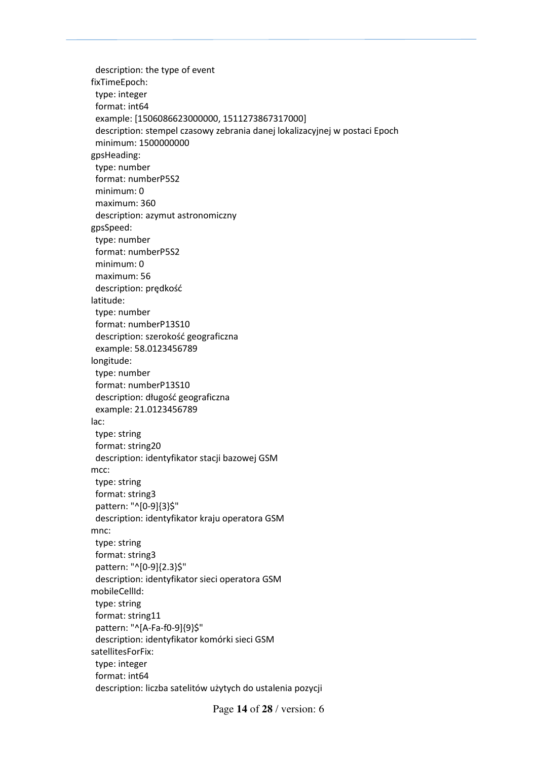```
  description: the type of event
fixTimeEpoch:
  type: integer
  format: int64
  example: [1506086623000000, 1511273867317000]
  description: stempel czasowy zebrania danej lokalizacyjnej w postaci Epoch
  minimum: 1500000000
gpsHeading:
  type: number
  format: numberP5S2
  minimum: 0
  maximum: 360
  description: azymut astronomiczny
gpsSpeed:
  type: number
  format: numberP5S2
  minimum: 0
  maximum: 56
  description: prędkość
latitude:
  type: number
  format: numberP13S10
  description: szerokość geograficzna
  example: 58.0123456789
longitude:
  type: number
  format: numberP13S10
  description: długość geograficzna
  example: 21.0123456789
lac:
  type: string
  format: string20
  description: identyfikator stacji bazowej GSM
mcc:
  type: string
  format: string3
  pattern: "^[0-9]{3}$"
  description: identyfikator kraju operatora GSM
mnc:
  type: string
  format: string3
  pattern: "^[0-9]{2.3}$"
  description: identyfikator sieci operatora GSM
mobileCellId:
  type: string
  format: string11
  pattern: "^[A-Fa-f0-9]{9}$"
  description: identyfikator komórki sieci GSM
satellitesForFix:
  type: integer
  format: int64
  description: liczba satelitów użytych do ustalenia pozycji
```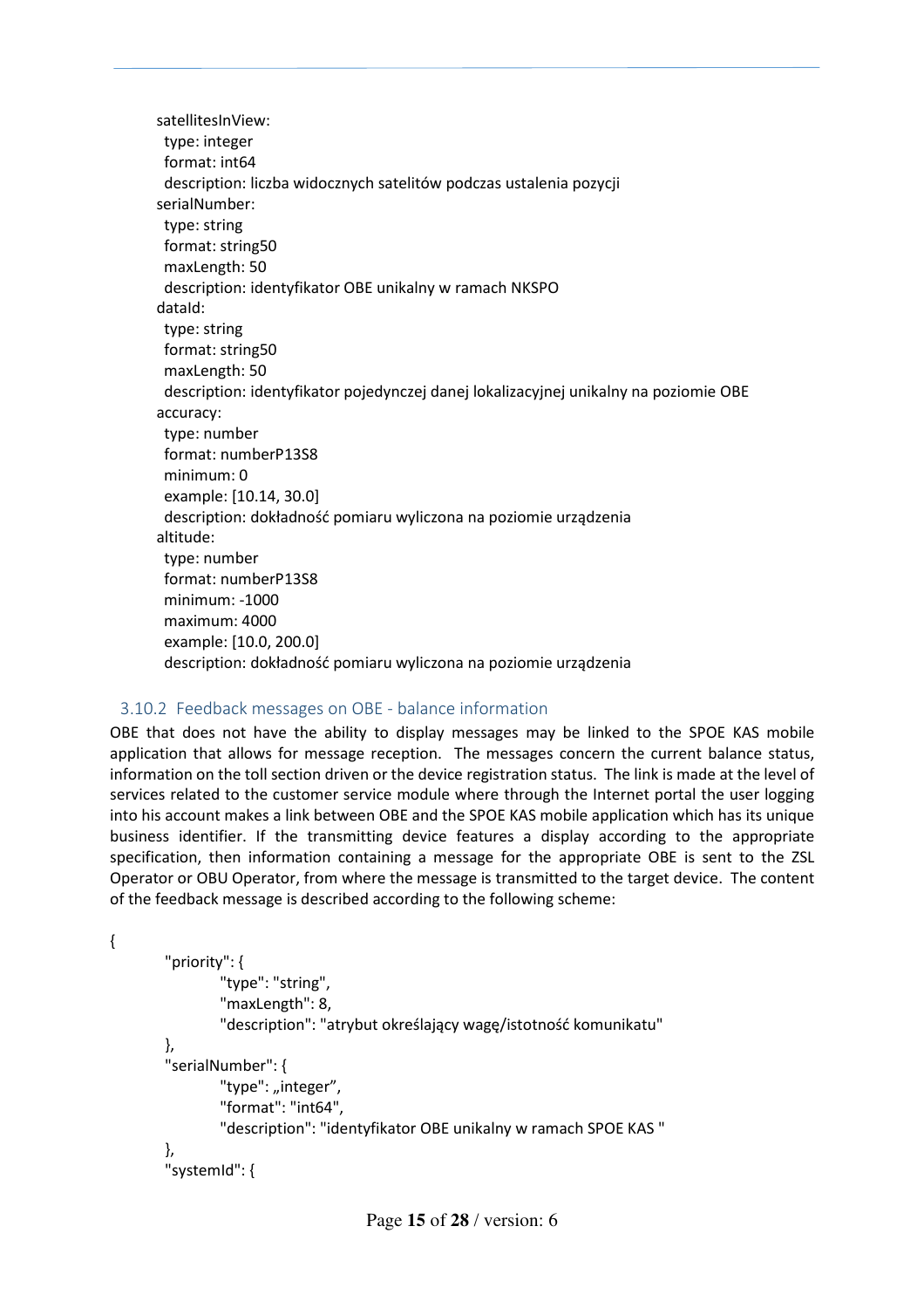```
satellitesInView:
  type: integer
  format: int64
  description: liczba widocznych satelitów podczas ustalenia pozycji
serialNumber:
  type: string
  format: string50
  maxLength: 50
  description: identyfikator OBE unikalny w ramach NKSPO
dataId:
  type: string
  format: string50
  maxLength: 50
  description: identyfikator pojedynczej danej lokalizacyjnej unikalny na poziomie OBE
accuracy:
  type: number
  format: numberP13S8
  minimum: 0
  example: [10.14, 30.0]
  description: dokładność pomiaru wyliczona na poziomie urządzenia
altitude:
  type: number
  format: numberP13S8
  minimum: -1000
  maximum: 4000
  example: [10.0, 200.0]
  description: dokładność pomiaru wyliczona na poziomie urządzenia
```

### 3.10.2 Feedback messages on OBE - balance information

OBE that does not have the ability to display messages may be linked to the SPOE KAS mobile application that allows for message reception. The messages concern the current balance status, information on the toll section driven or the device registration status. The link is made at the level of services related to the customer service module where through the Internet portal the user logging into his account makes a link between OBE and the SPOE KAS mobile application which has its unique business identifier. If the transmitting device features a display according to the appropriate specification, then information containing a message for the appropriate OBE is sent to the ZSL Operator or OBU Operator, from where the message is transmitted to the target device. The content of the feedback message is described according to the following scheme:

```
{
    "priority": {
        "type": "string",
        "maxLength": 8,
        "description": "atrybut określający wagę/istotność komunikatu"
    },
    "serialNumber": {
        "type": „integer”,
        "format": "int64",
        "description": "identyfikator OBE unikalny w ramach SPOE KAS "
    },
    "systemId": {
```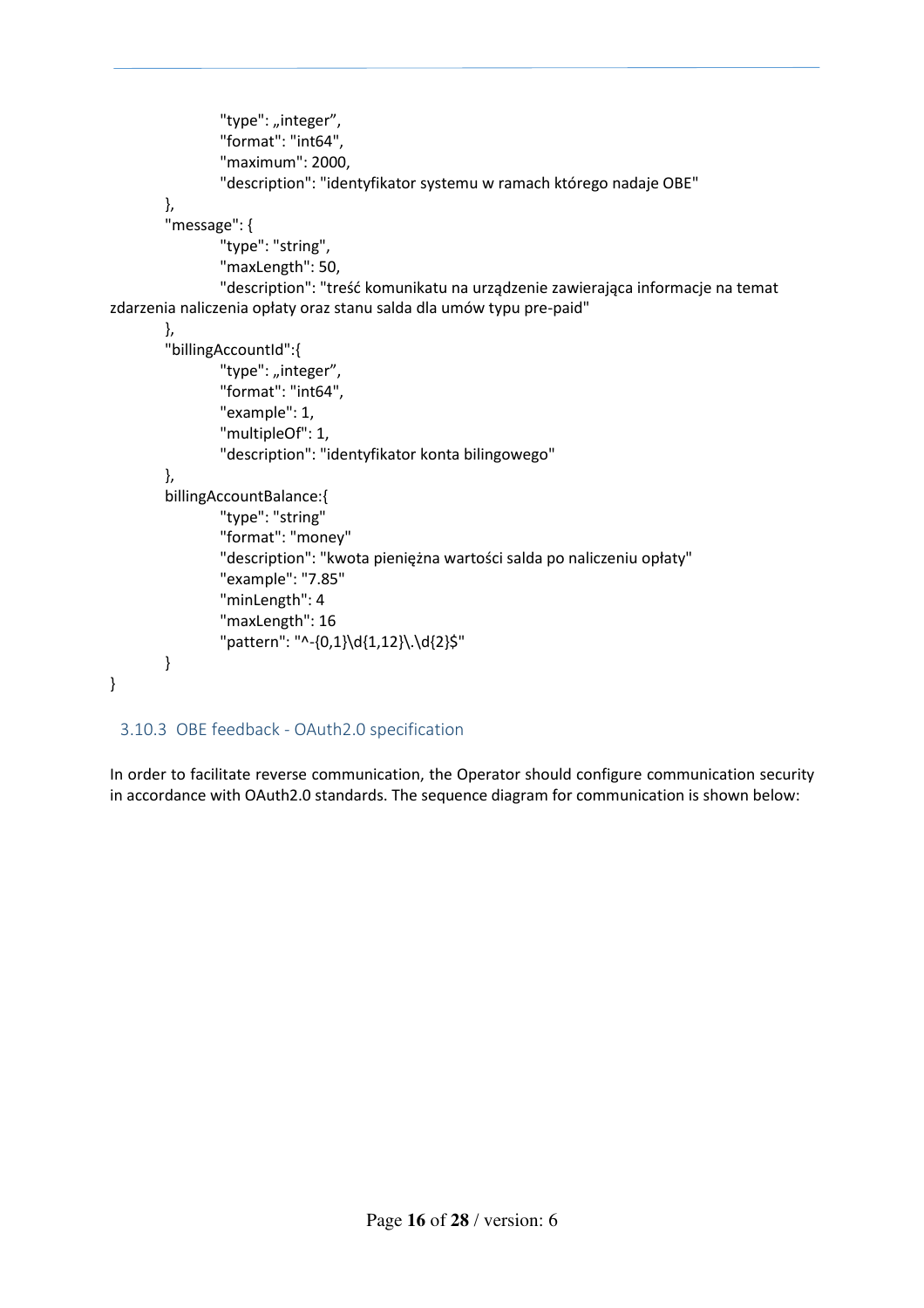```
                "type": „integer”,
                "format": "int64",
                "maximum": 2000,
                "description": "identyfikator systemu w ramach którego nadaje OBE"
        },
        "message": {
                "type": "string",
                "maxLength": 50,
                "description": "treść komunikatu na urządzenie zawierająca informacje na temat
zdarzenia naliczenia opłaty oraz stanu salda dla umów typu pre-paid"
        },
        "billingAccountId":{
                "type": „integer”,
                "format": "int64",
                "example": 1,
                "multipleOf": 1,
                "description": "identyfikator konta bilingowego"
        },
        billingAccountBalance:{
                "type": "string"
                "format": "money"
                "description": "kwota pieniężna wartości salda po naliczeniu opłaty"
                "example": "7.85"
                "minLength": 4
                "maxLength": 16
                "pattern": "^-{0,1}\d{1,12}\.\d{2}$"
        }
}
```

### 3.10.3 OBE feedback - OAuth2.0 specification

In order to facilitate reverse communication, the Operator should configure communication security in accordance with OAuth2.0 standards. The sequence diagram for communication is shown below: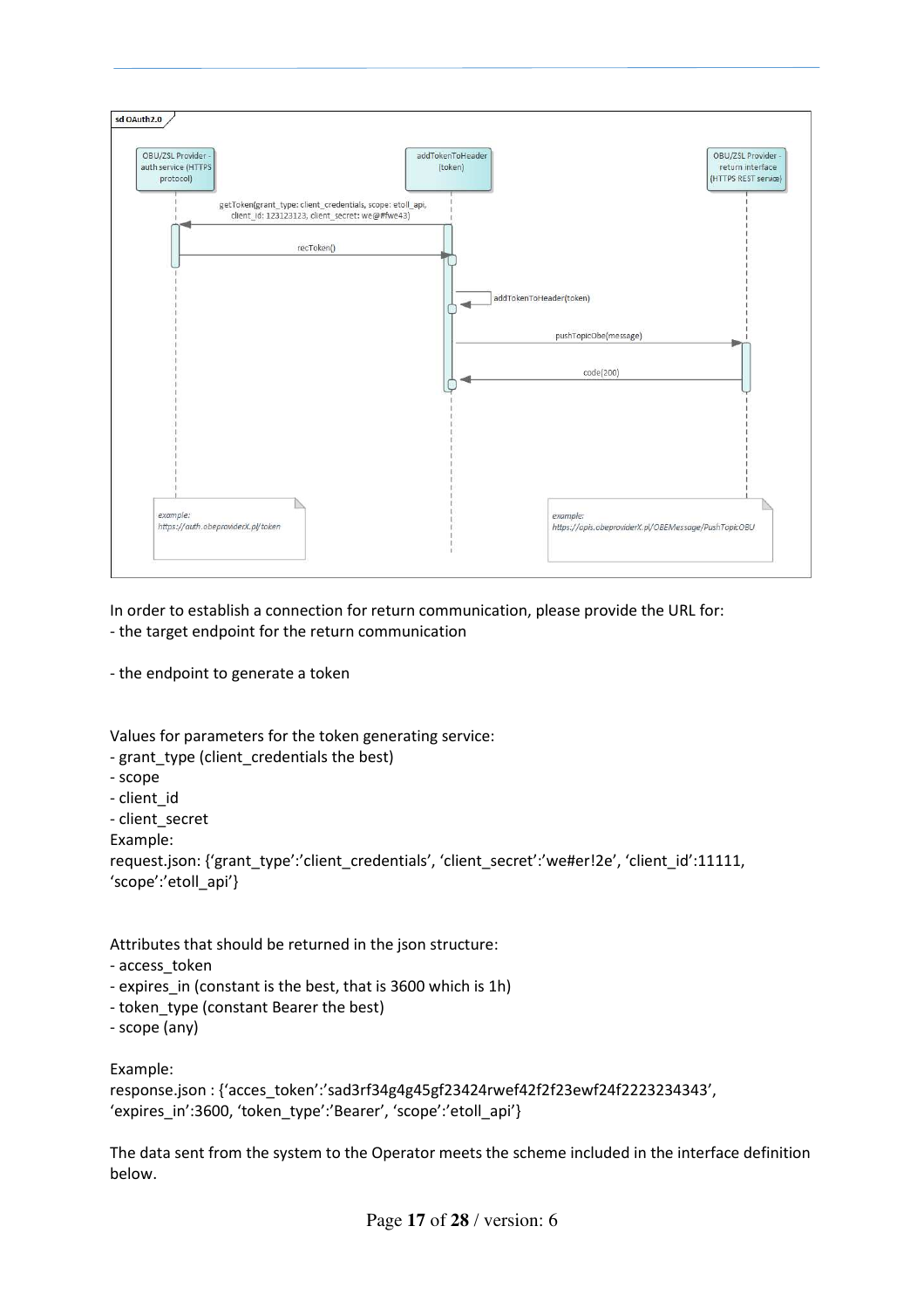In order to establish a connection for return communication, please provide the URL for:
- the target endpoint for the return communication

- the endpoint to generate a token

Values for parameters for the token generating service:
- grant_type (client_credentials the best)
- scope
- client_id
- client_secret

Example:
request.json: {'grant_type':'client_credentials', 'client_secret':'we#er!2e', 'client_id':11111, 'scope':'etoll_api'}

Attributes that should be returned in the json structure:
- access_token
- expires_in (constant is the best, that is 3600 which is 1h)
- token_type (constant Bearer the best)
- scope (any)

Example:
response.json : {'acces_token':'sad3rf34g4g45gf23424rwef42f2f23ewf24f2223234343', 'expires_in':3600, 'token_type':'Bearer', 'scope':'etoll_api'}

The data sent from the system to the Operator meets the scheme included in the interface definition below.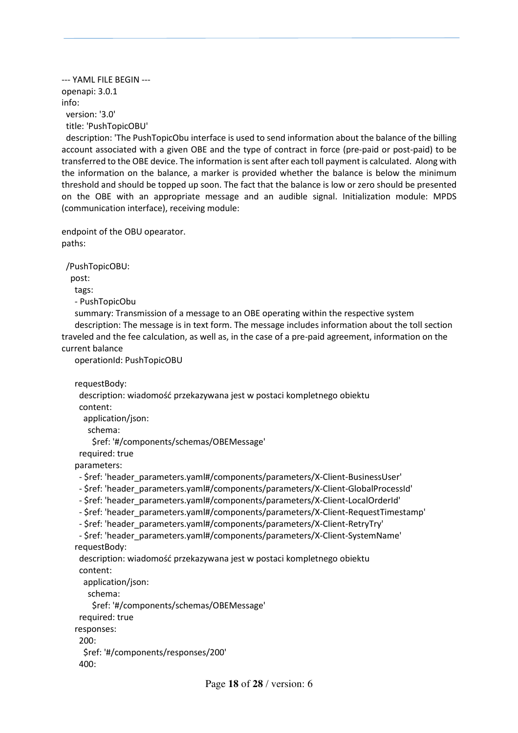--- YAML FILE BEGIN ---

```
openapi: 3.0.1
info:
  version: '3.0'
  title: 'PushTopicOBU'
  description: 'The PushTopicObu interface is used to send information about the balance of the billing account associated with a given OBE and the type of contract in force (pre-paid or post-paid) to be transferred to the OBE device. The information is sent after each toll payment is calculated.  Along with the information on the balance, a marker is provided whether the balance is below the minimum threshold and should be topped up soon. The fact that the balance is low or zero should be presented on the OBE with an appropriate message and an audible signal. Initialization module: MPDS (communication interface), receiving module:

endpoint of the OBU opearator.
paths:

  /PushTopicOBU:
    post:
      tags:
      - PushTopicObu
      summary: Transmission of a message to an OBE operating within the respective system
      description: The message is in text form. The message includes information about the toll section traveled and the fee calculation, as well as, in the case of a pre-paid agreement, information on the current balance
      operationId: PushTopicOBU

      requestBody:
        description: wiadomość przekazywana jest w postaci kompletnego obiektu
        content:
          application/json:
            schema:
              $ref: '#/components/schemas/OBEMessage'
        required: true
      parameters:
        - $ref: 'header_parameters.yaml#/components/parameters/X-Client-BusinessUser'
        - $ref: 'header_parameters.yaml#/components/parameters/X-Client-GlobalProcessId'
        - $ref: 'header_parameters.yaml#/components/parameters/X-Client-LocalOrderId'
        - $ref: 'header_parameters.yaml#/components/parameters/X-Client-RequestTimestamp'
        - $ref: 'header_parameters.yaml#/components/parameters/X-Client-RetryTry'
        - $ref: 'header_parameters.yaml#/components/parameters/X-Client-SystemName'
      requestBody:
        description: wiadomość przekazywana jest w postaci kompletnego obiektu
        content:
          application/json:
            schema:
              $ref: '#/components/schemas/OBEMessage'
        required: true
      responses:
        200:
          $ref: '#/components/responses/200'
        400:
```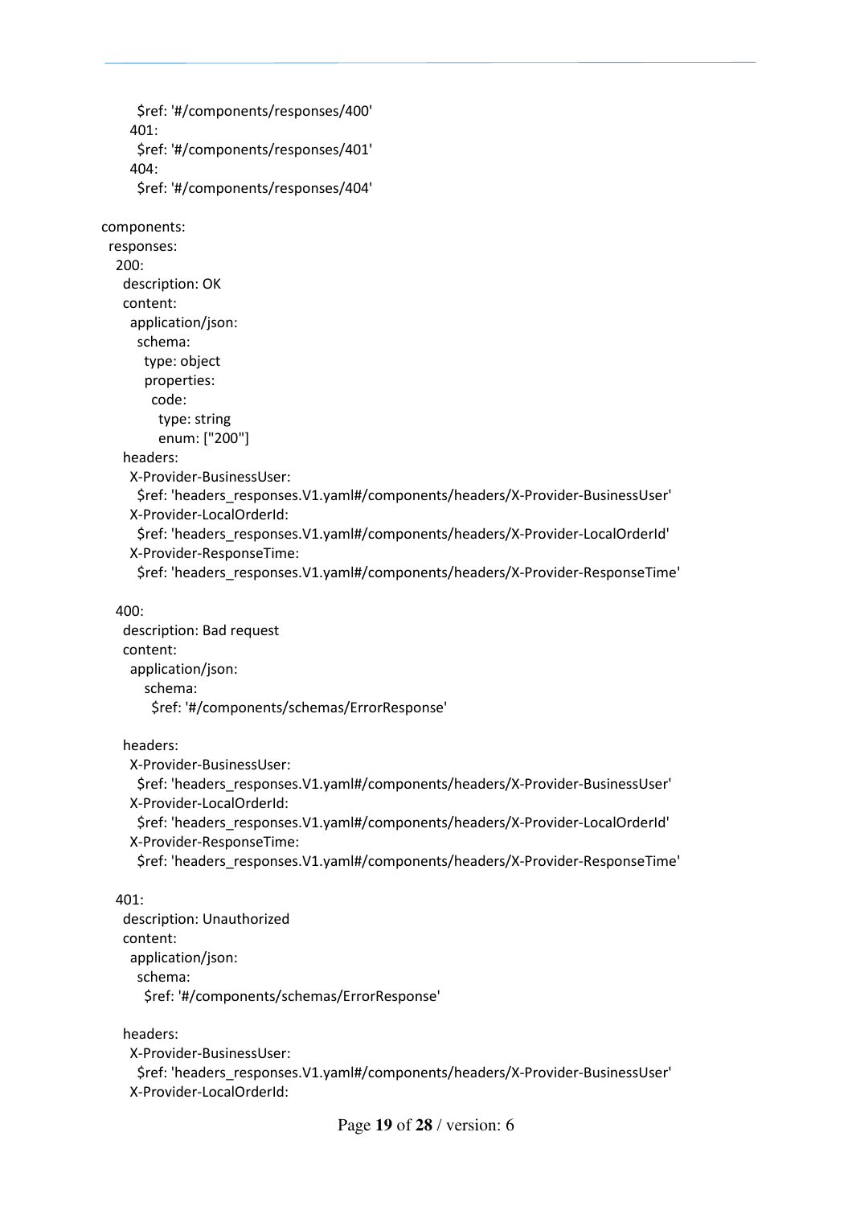```yaml
          $ref: '#/components/responses/400'
        401:
          $ref: '#/components/responses/401'
        404:
          $ref: '#/components/responses/404'

components:
  responses:
    200:
      description: OK
      content:
        application/json:
          schema:
            type: object
            properties:
              code:
                type: string
                enum: ["200"]
      headers:
        X-Provider-BusinessUser:
          $ref: 'headers_responses.V1.yaml#/components/headers/X-Provider-BusinessUser'
        X-Provider-LocalOrderId:
          $ref: 'headers_responses.V1.yaml#/components/headers/X-Provider-LocalOrderId'
        X-Provider-ResponseTime:
          $ref: 'headers_responses.V1.yaml#/components/headers/X-Provider-ResponseTime'

    400:
      description: Bad request
      content:
        application/json:
            schema:
              $ref: '#/components/schemas/ErrorResponse'

      headers:
        X-Provider-BusinessUser:
          $ref: 'headers_responses.V1.yaml#/components/headers/X-Provider-BusinessUser'
        X-Provider-LocalOrderId:
          $ref: 'headers_responses.V1.yaml#/components/headers/X-Provider-LocalOrderId'
        X-Provider-ResponseTime:
          $ref: 'headers_responses.V1.yaml#/components/headers/X-Provider-ResponseTime'

    401:
      description: Unauthorized
      content:
        application/json:
          schema:
            $ref: '#/components/schemas/ErrorResponse'

      headers:
        X-Provider-BusinessUser:
          $ref: 'headers_responses.V1.yaml#/components/headers/X-Provider-BusinessUser'
        X-Provider-LocalOrderId:
```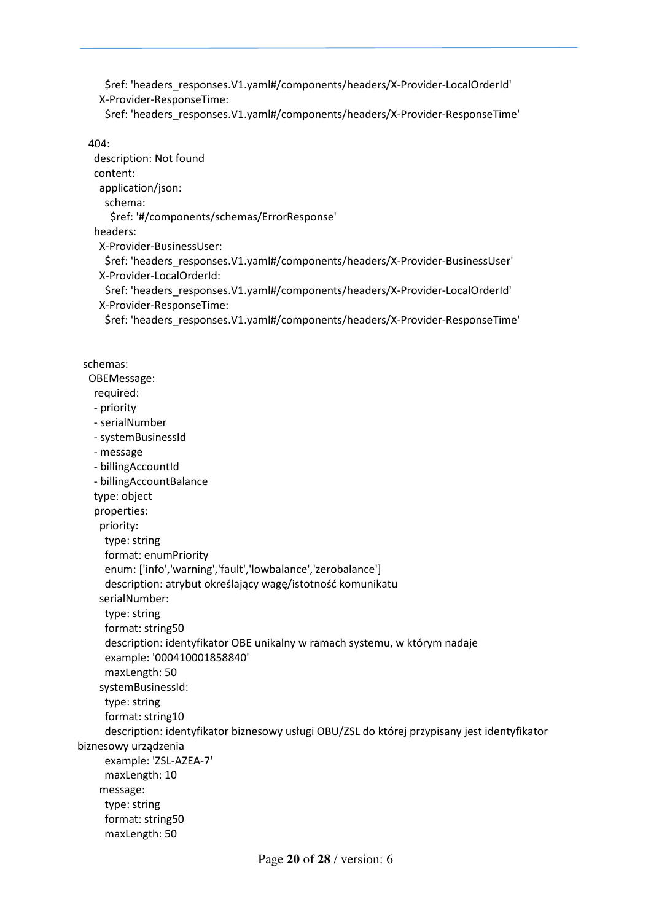```yaml
          $ref: 'headers_responses.V1.yaml#/components/headers/X-Provider-LocalOrderId'
        X-Provider-ResponseTime:
          $ref: 'headers_responses.V1.yaml#/components/headers/X-Provider-ResponseTime'

    404:
      description: Not found
      content:
        application/json:
          schema:
            $ref: '#/components/schemas/ErrorResponse'
      headers:
        X-Provider-BusinessUser:
          $ref: 'headers_responses.V1.yaml#/components/headers/X-Provider-BusinessUser'
        X-Provider-LocalOrderId:
          $ref: 'headers_responses.V1.yaml#/components/headers/X-Provider-LocalOrderId'
        X-Provider-ResponseTime:
          $ref: 'headers_responses.V1.yaml#/components/headers/X-Provider-ResponseTime'


  schemas:
    OBEMessage:
      required:
      - priority
      - serialNumber
      - systemBusinessId
      - message
      - billingAccountId
      - billingAccountBalance
      type: object
      properties:
        priority:
          type: string
          format: enumPriority
          enum: ['info','warning','fault','lowbalance','zerobalance']
          description: atrybut określający wagę/istotność komunikatu
        serialNumber:
          type: string
          format: string50
          description: identyfikator OBE unikalny w ramach systemu, w którym nadaje
          example: '000410001858840'
          maxLength: 50
        systemBusinessId:
          type: string
          format: string10
          description: identyfikator biznesowy usługi OBU/ZSL do której przypisany jest identyfikator
biznesowy urządzenia
          example: 'ZSL-AZEA-7'
          maxLength: 10
        message:
          type: string
          format: string50
          maxLength: 50
```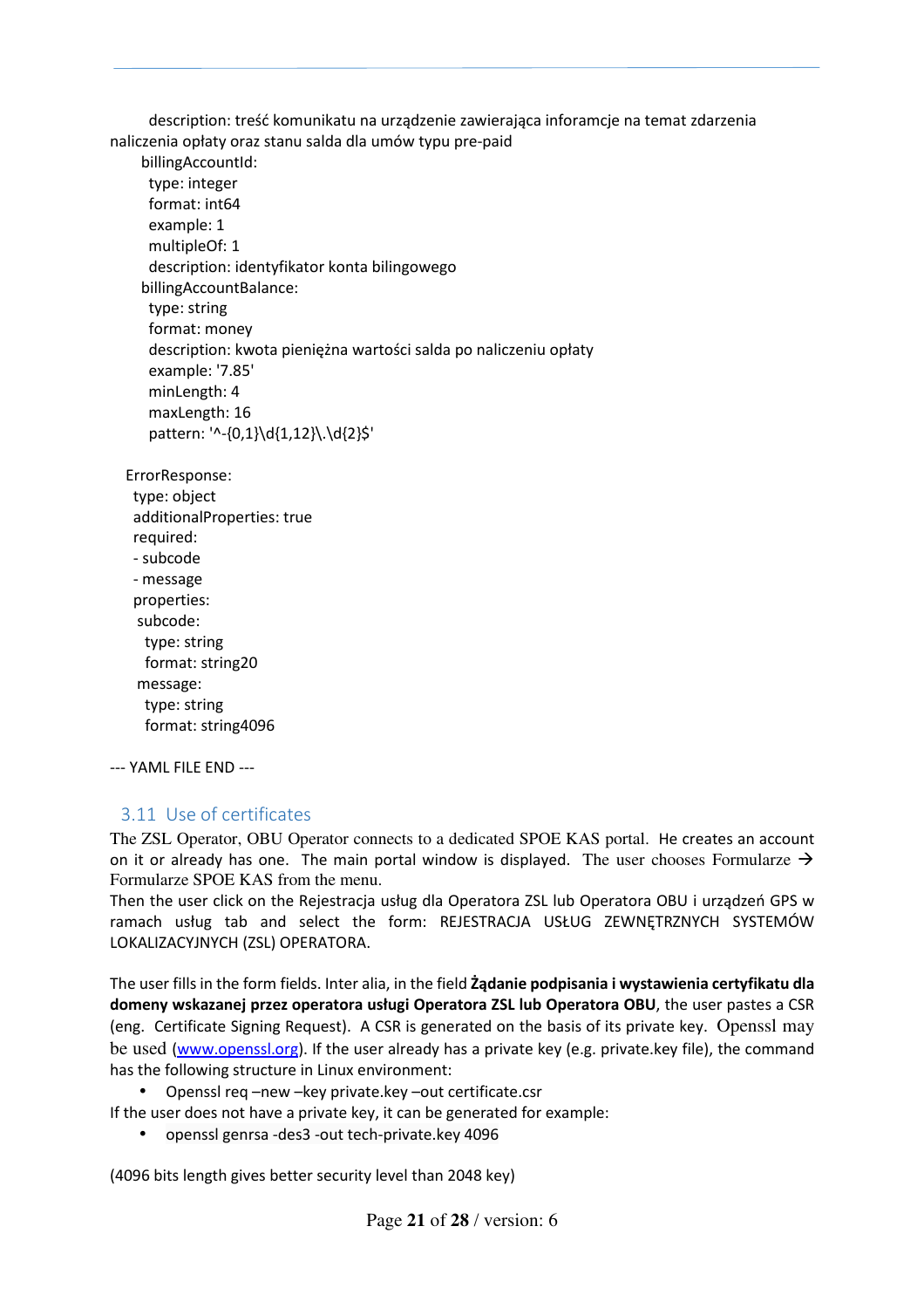```
        description: treść komunikatu na urządzenie zawierająca inforamcje na temat zdarzenia naliczenia opłaty oraz stanu salda dla umów typu pre-paid
      billingAccountId:
        type: integer
        format: int64
        example: 1
        multipleOf: 1
        description: identyfikator konta bilingowego
      billingAccountBalance:
        type: string
        format: money
        description: kwota pieniężna wartości salda po naliczeniu opłaty
        example: '7.85'
        minLength: 4
        maxLength: 16
        pattern: '^-{0,1}\d{1,12}\.\d{2}$'

  ErrorResponse:
    type: object
    additionalProperties: true
    required:
    - subcode
    - message
    properties:
     subcode:
       type: string
       format: string20
     message:
       type: string
       format: string4096
```

--- YAML FILE END ---

## 3.11 Use of certificates

The ZSL Operator, OBU Operator connects to a dedicated SPOE KAS portal. He creates an account on it or already has one. The main portal window is displayed. The user chooses Formularze → Formularze SPOE KAS from the menu.
Then the user click on the Rejestracja usług dla Operatora ZSL lub Operatora OBU i urządzeń GPS w ramach usług tab and select the form: REJESTRACJA USŁUG ZEWNĘTRZNYCH SYSTEMÓW LOKALIZACYJNYCH (ZSL) OPERATORA.

The user fills in the form fields. Inter alia, in the field **Żądanie podpisania i wystawienia certyfikatu dla domeny wskazanej przez operatora usługi Operatora ZSL lub Operatora OBU**, the user pastes a CSR (eng. Certificate Signing Request). A CSR is generated on the basis of its private key. Openssl may be used (www.openssl.org). If the user already has a private key (e.g. private.key file), the command has the following structure in Linux environment:

- Openssl req –new –key private.key –out certificate.csr

If the user does not have a private key, it can be generated for example:

- openssl genrsa -des3 -out tech-private.key 4096

(4096 bits length gives better security level than 2048 key)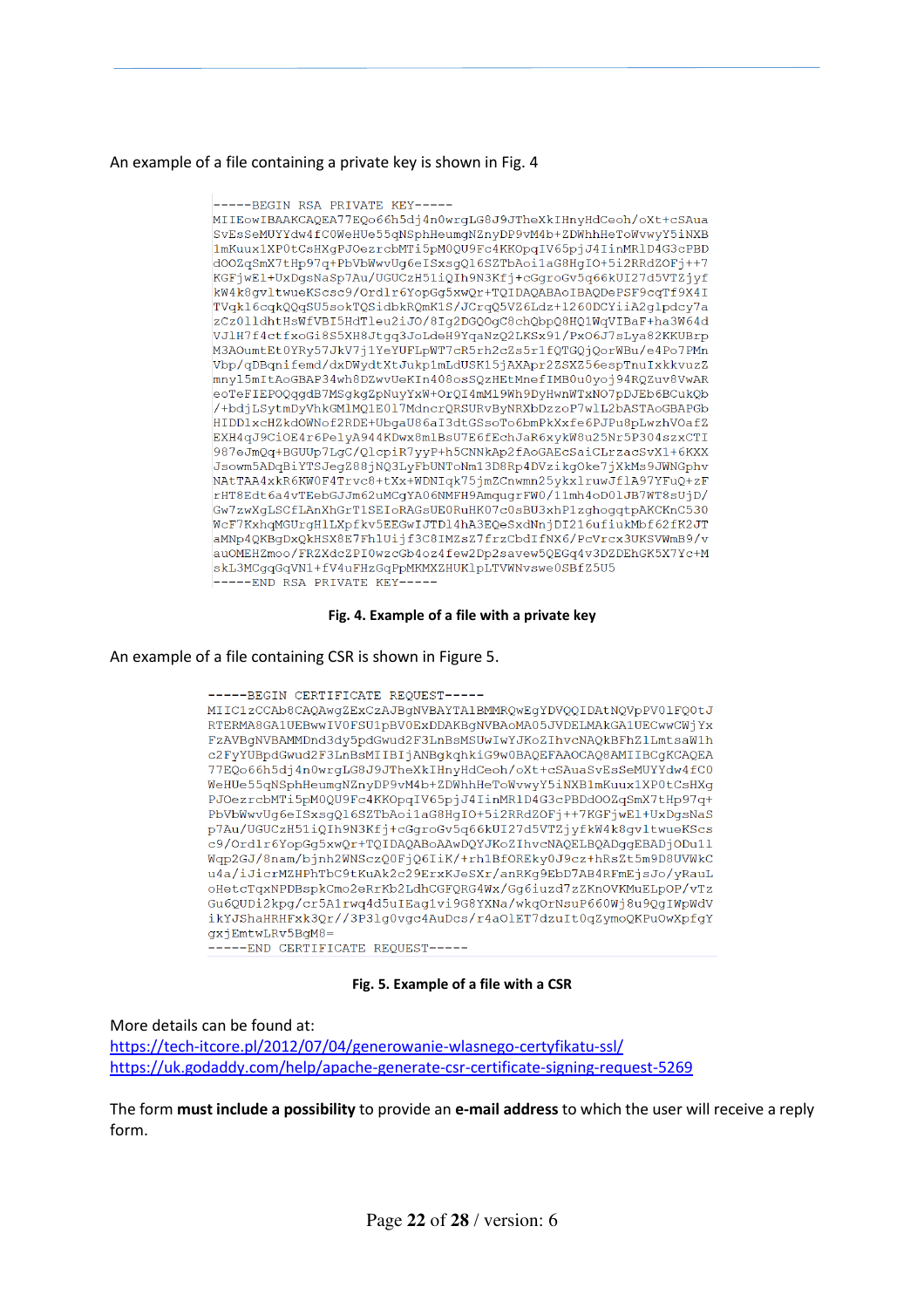An example of a file containing a private key is shown in Fig. 4

```
-----BEGIN RSA PRIVATE KEY-----
MIIEowIBAAKCAQEA77EQo66h5dj4n0wrgLG8J9JTheXkIHnyHdCeoh/oXt+cSAua
SvEsSeMUYYdw4fC0WeHUe55qNSphHeumgNZnyDP9vM4b+ZDWhhHeToWvwyY5iNXB
1mKuux1XP0tCsHXgPJOezrcbMTi5pM0QU9Fc4KKOpqIV65pjJ4IinMR1D4G3cPBD
dOOZqSmX7tHp97q+PbVbWwvUg6eISxsgQ16SZTbAoi1aG8HgIO+5i2RRdZOFj++7
KGFjwE1+UxDgsNaSp7Au/UGUCzH51iQIh9N3Kfj+cGgroGv5q66kUI27d5VTZjyf
kW4k8gv1twueKScsc9/Ordlr6YopGg5xwQr+TQIDAQABAoIBAQDePSF9cqTf9X4I
TVqk16cqkQQqSU5sokTQSidbkRQmK1S/JCrqQ5VZ6Ldz+1260DCYiiA2glpdcy7a
zCz011dhtHsWfVBI5HdTleu2iJO/8Ig2DGQOgC8chQbpQ8HQ1WqVIBaF+ha3W64d
VJ1H7f4ctfxoGi8S5XH8Jtgq3JoLdeH9YqaNzQ2LKSx91/PxO6J7sLya82KKUBrp
M3AOumtEt0YRy57JkV7j1YeYUFLpWT7cR5rh2cZs5r1fQTGQjQorWBu/e4Po7PMn
Vbp/qDBqnifemd/dxDWydtXtJukp1mLdUSK15jAXApr2ZSXZ56espTnuIxkkvuzZ
mny15mItAoGBAP34wh8DZwvUeKIn408osSQzHEtMnefIMB0u0yoj94RQZuv8VwAR
eoTeFIEPOQqgdB7MSgkgZpNuyYxW+OrQI4mM19Wh9DyHwnWTxNO7pDJEb6BCukQb
/+bdjLSytmDyVhkGM1MQ1E017MdncrQRSURvByNRXbDzzoP7w1L2bASTAoGBAPGb
HIDD1xcHZkdOWNof2RDE+UbgaU86aI3dtGSsoTo6bmPkXxfe6PJPu8pLwzhVOafZ
EXH4qJ9CiOE4r6PelyA944KDwx8mlBsU7E6fEchJaR6xykW8u25Nr5P304szxCTI
987eJmQq+BGUUp7LgC/QlcpiR7yyP+h5CNNkAp2fAoGAEcSaiCLrzacSvX1+6KXX
Jsowm5ADqBiYTSJegZ88jNQ3LyFbUNToNm13D8Rp4DVzikgOke7jXkMs9JWNGphv
NAtTAA4xkR6KW0F4Trvc8+tXx+WDNIqk75jmZCnwmn25ykxlruwJf1A97YFuQ+zF
rHT8Edt6a4vTEebGJJm62uMCgYA06NMFH9AmqugrFW0/11mh4oD01JB7WT8sUjD/
Gw7zwXgLSCfLAnXhGrT1SEIoRAGsUE0RuHK07c0sBU3xhPlzghogqtpAKCKnC530
WcF7KxhqMGUrgH1LXpfkv5EEGwIJTD14hA3EQeSxdNnjDI216ufiukMbf62fK2JT
aMNp4QKBgDxQkHSX8E7Fh1Uijf3C8IMZsZ7frzCbdIfNX6/PcVrcx3UKSVWmB9/v
auOMEHZmoo/FRZXdcZPI0wzcGb4oz4few2Dp2savew5QEGq4v3DZDEhGK5X7Yc+M
skL3MCgqGqVN1+fV4uFHzGqPpMKMXZHUKlpLTVWNvswe0SBfZ5U5
-----END RSA PRIVATE KEY-----
```

**Fig. 4. Example of a file with a private key**

An example of a file containing CSR is shown in Figure 5.

```
-----BEGIN CERTIFICATE REQUEST-----
MIIC1zCCAb8CAQAwgZExCzAJBgNVBAYTAlBMMRQwEgYDVQQIDAtNQVpPV01FQ0tJ
RTERMA8GA1UEBwwIV0FSU1pBV0ExDDAKBgNVBAoMA05JVDELMAkGA1UECwwCWjYx
FzAVBgNVBAMMDnd3dy5pdGwud2F3LnBsMSUwIwYJKoZIhvcNAQkBFhZ1LmtsaW1h
c2FyYUBpdGwud2F3LnBsMIIBIjANBgkqhkiG9w0BAQEFAAOCAQ8AMIIBCgKCAQEA
77EQo66h5dj4n0wrgLG8J9JTheXkIHnyHdCeoh/oXt+cSAuaSvEsSeMUYYdw4fC0
WeHUe55qNSphHeumgNZnyDP9vM4b+ZDWhhHeToWvwyY5iNXB1mKuux1XP0tCsHXg
PJOezrcbMTi5pM0QU9Fc4KKOpqIV65pjJ4IinMR1D4G3cPBDdOOZqSmX7tHp97q+
PbVbWwvUg6eISxsgQ16SZTbAoi1aG8HgIO+5i2RRdZOFj++7KGFjwE1+UxDgsNaS
p7Au/UGUCzH51iQIh9N3Kfj+cGgroGv5q66kUI27d5VTZjyfkW4k8gv1twueKScs
c9/Ordlr6YopGg5xwQr+TQIDAQABoAAwDQYJKoZIhvcNAQELBQADggEBADjODu11
Wqp2GJ/8nam/bjnh2WNSczQ0FjQ6IiK/+rh1BfOREky0J9cz+hRsZt5m9D8UVWkC
u4a/iJicrMZHPhTbC9tKuAk2c29ErxKJeSXr/anRKg9EbD7AB4RFmEjsJo/yRauL
oHetcTqxNPDBspkCmo2eRrKb2LdhCGFQRG4Wx/Gg6iuzd7zZKnOVKMuELpOP/vTz
Gu6QUDi2kpg/cr5A1rwq4d5uIEag1vi9G8YXNa/wkqOrNsuP660Wj8u9QgIWpWdV
ikYJShaHRHFxk3Qr//3P3lg0vgc4AuDcs/r4aO1ET7dzuIt0qZymoQKPuOwXpfgY
gxjEmtwLRv5BgM8=
-----END CERTIFICATE REQUEST-----
```

**Fig. 5. Example of a file with a CSR**

More details can be found at:
[https://tech-itcore.pl/2012/07/04/generowanie-wlasnego-certyfikatu-ssl/](https://tech-itcore.pl/2012/07/04/generowanie-wlasnego-certyfikatu-ssl/)
[https://uk.godaddy.com/help/apache-generate-csr-certificate-signing-request-5269](https://uk.godaddy.com/help/apache-generate-csr-certificate-signing-request-5269)

The form **must include a possibility** to provide an **e-mail address** to which the user will receive a reply form.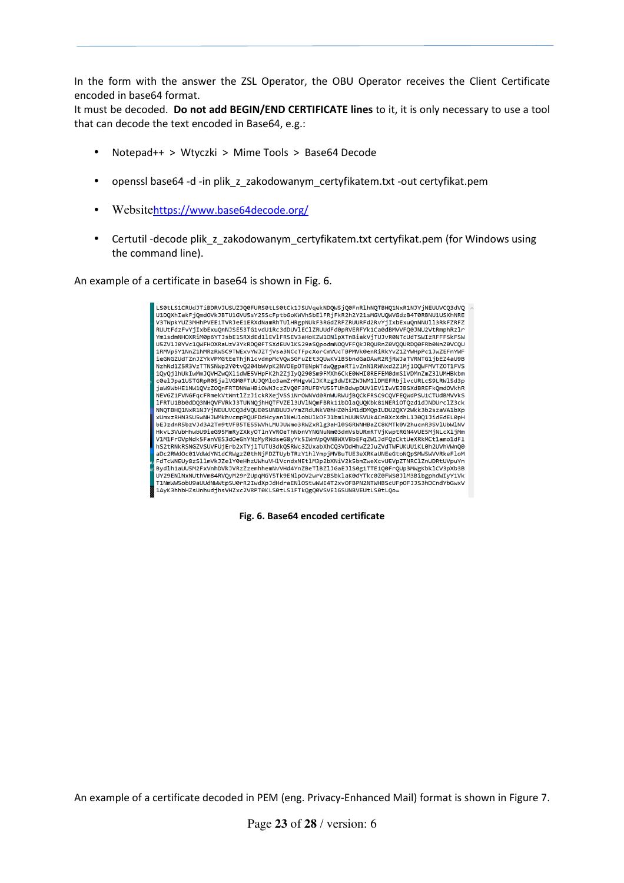In the form with the answer the ZSL Operator, the OBU Operator receives the Client Certificate encoded in base64 format.
It must be decoded. **Do not add BEGIN/END CERTIFICATE lines** to it, it is only necessary to use a tool that can decode the text encoded in Base64, e.g.:

- Notepad++ > Wtyczki > Mime Tools > Base64 Decode
- openssl base64 -d -in plik_z_zakodowanym_certyfikatem.txt -out certyfikat.pem
- Websitehttps://www.base64decode.org/
- Certutil -decode plik_z_zakodowanym_certyfikatem.txt certyfikat.pem (for Windows using the command line).

An example of a certificate in base64 is shown in Fig. 6.

```
LS0tLS1CRUdJTiBDRVJUSUZJQ0FURS0tLS0tCk1JSUVqekNDQW5jQ0FnRlhNQTBHQ1NxR1NJYjNEUUVCQ3dVQ
U1DQXhIakFjQmdOVkJBTU1GVU5sY25ScFptbGoKWVhSbElFRjFkR2h2Y21sMGVUQWVGdzB4T0RBNU1USXhNRE
V3TWpkYUZ3MHhPVEE1TVRJeE1ERXdNamRhTUlHRgpNUkF3RGdZRFZRUURFd2RvYjIxbExuQnNNU1l3RkFZRFZ
RUUtFdzFvYjIxbExuQnNJSE53TG1vdU1Rc3dDUVlEClZRUUdFd0pRVERFYk1Ca0dBMVVFQ0JNU2VtRmphRzlr
Ym1sdmNHOXRiM0p6YTJsbE1SXdEd1lEVlFRSEV3aHoKZW1OMlpXTnBiakVjTUJvR0NTcUdTSWIzRFFFSkFSW
U5ZV1J0YVc1QWFHOXRaUzV3YkRDQ0FTSXdEUVlKS29aSQpodmNOQVFFQkJRQURnZ0VQQURDQ0FRb0NnZ0VCQU
1RMVp5Y1NnZ1hMRzRWSC9TWExvYWJZTjVsa3NCcTFpcXorCmVUcTBPMVk0enRiRkYvZ1ZYWHpPc1JwZEFnYWF
ieGNGZUdTZnJZYkVPMGtEeThjN1cvdmpMcVQwSGFuZEt3QUwKVlB5bndGaDAwR2RjRWJaTVRNTG1jbEZ4aU9B
NzhNd1Z5R3VzTTNSNWp2Y0tvQ204bWVpK2NVOEpOTENpWTdwQgpaRTlvZnN1RWNxd2Z1Mj1OQWFMVTZOT1FVS
1QyQjlhUkIwMmJQVHZwQXlidWE5VHpFK2h2ZjIyQ290Sm9FMXh6CkE0WHI0REFEM0dmSlVDMnZmZ3lUMHBkbm
c0elJpa1U5TGRpR05jalVGM0FTUUJQM1o3amZrMHgvWlJKRzg3dWIKZWJWM11DMEFRbjlvcURLcS9LRWl5d3p
jaW9WbHE1NW1QVzZOQnFRTDNNaHBiOWNJczZVQ0F3RUFBYU55TUhBdpDUVlEVlIwVEJBSXdBREFkQmdOVkhR
NEVGZ1FVNGFqcFRmekVtWmtlZzJickRXejVSS1NrOWNVd0RnWURWUjBQCkFRSC9CQVFEQWdPSU1CTUdBMVVkS
1FRTU1Bb0dDQ3NHQVFVRkJ3TUNNQjhHQTFVZEl3UV1NQmFBRk11bDlaQUQKbk81NERiOTQzd1dJNDUrclZ3ck
NNQTBHQ1NxR1NJYjNEUUVCQ3dVQUE0SUNBUUJvYmZRdUNkV0hHZ0hiM1dDMQpIUDU2QXY2Wkk3b2szaVA1bXp
xUmxzRHN3SU5wNHJWMkhvcmpPQUFDdHcyan1NeUlobUlkOFJ1bm1hUUNSVUk4CnBXcXdhL1J0Q1JidEdEL0pH
bEJzdnR5bzVJd3A2Tm9tVFB5TE55WVhLMUJWmo3RWZxR1g3aH10SGRWNHBaZC8KMTk0V2hucnR3SVlUbW1NV
HkvL3VubHhwbU9ieG95MmRyZXkyOT1nYVROeThNbnVYNGNuNm03dmVsbURmRTVjKwptRGN4VUE5MjNLcXljjMm
V1M1FrOVpNdk5FanVES3dOeGhYNzMyRWdseG8yYk5IWmVpQVNBWXVBbEFqZW1JdFQzCkttUeXRkMCt1amo1dFl
hS2tRNkRSNGZVSVVFUjErb2xTYjlTUTU3dkQ5RWc3ZUxabXhCQ3VDdHhwZ2JuZVdTWFUKUU1KL0h2UVhVWnQ0
aDc2RWdOc01VdWdYN1dCRWgzZ0thNjFDZTUybTRzY1hlYmpjMVBuTUE3eXRKaUNEeGtoNQpSMWSWVRkeFloM
FdTcWNEUy8zS1lmVkJZelY0eHhzUWhuVHlVcndxNEtlM3p2bXNiV2k5bmZweXcvUEVpZTNRClZnUDRtUVpuYn
BydlhaUUSM2FxVnhDVkJVRzZzemhhemNvVHd4YnZBeTlBZ1JGaEJ1S0g1TTE1Q0FrQUp3MWgKbk1CV3pXb3B
UY29ENlNxNUthVm84RVQyM29rZUpqMGY5Tk9ENlpOV2wrVzBSbklaK0dYTkc0Z0FWS0J1M3BibgphdWIyY1Vk
T1NmWW5obU9aUUdNWWtpSU0rR2IwdXpJdHdraENlOStwWWE4T2xvOFBPN2NTWHBScUFpOFJJS3hDcndYbGwxV
1AyK3hhbHZsUnhudjhsVHZxc2VRVPT0KLS0tLS1FTkQgQ0VSVElGSUNBVEUtLS0tLQo=
```

**Fig. 6. Base64 encoded certificate**

An example of a certificate decoded in PEM (eng. Privacy-Enhanced Mail) format is shown in Figure 7.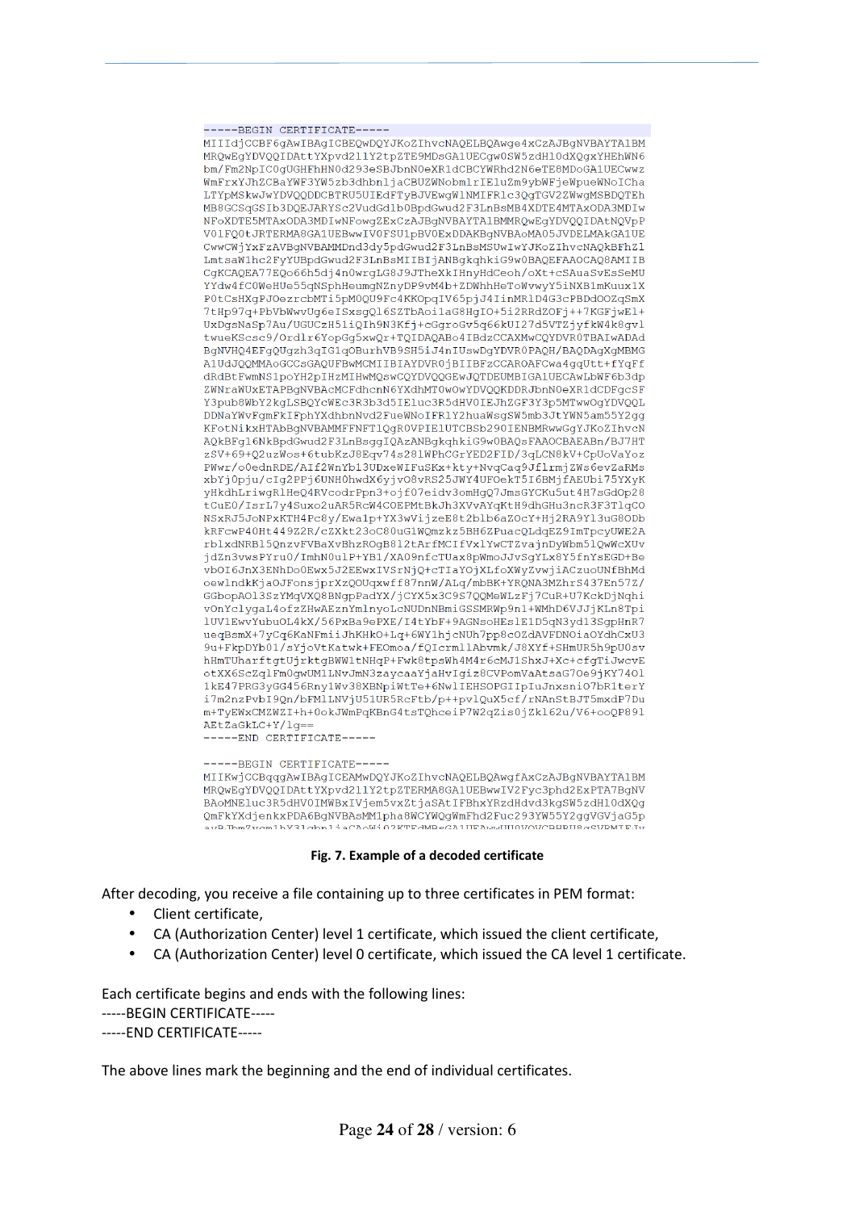```
-----BEGIN CERTIFICATE-----
MIIIdjCCBF6gAwIBAgICBEQwDQYJKoZIhvcNAQELBQAwge4xCzAJBgNVBAYTAlBM
MRQwEgYDVQQIDAttYXpvd2llY2tpZTE9MDsGA1UECgw0SW5zdHl0dXQgxYHEhWN6
bm/Fm2NpIC0gUGHFhHN0d293eSBJbnN0eXR1dCBCYWRhd2N6eTE8MDoGA1UECwwz
WmFrxYJhZCBaYWF3YW5zb3dhbnljaCBUZWNobmlrIEluZm9ybWFjeWpueWNoICha
LTYpMSkwJwYDVQQDDCBTRU5UIEdFTyBJVEwgW1NMIFR1c3QgTGV2ZWwgMSBDQTEh
MB8GCSqGSIb3DQEJARYSc2VudGd1b0BpdGwud2F3LnBsMB4XDTE4MTAxODA3MDIw
NFoXDTE5MTAxODA3MDIwNFowgZExCzAJBgNVBAYTAlBMMRQwEgYDVQQIDAtNQVpP
V0lFQ0tJRTERMA8GA1UEBwwIV0FSU1pBV0ExDDAKBgNVBAoMA05JVDELMAkGA1UE
CwwCWjYxFzAVBgNVBAMMDnd3dy5pdGwud2F3LnBsMSUwIwYJKoZIhvcNAQkBFhZl
LmtsaW1hc2FyYUBpdGwud2F3LnBsMIIBIjANBgkqhkiG9w0BAQEFAAOCAQ8AMIIB
CgKCAQEA77EQo66h5dj4n0wrgLG8J9JTheXkIHnyHdCeoh/oXt+cSAuaSvEsSeMU
YYdw4fC0WeHUe55qNSphHeumgNZnyDP9vM4b+ZDWhhHeToWvwyY5iNXB1mKuux1X
P0tCsHXgPJOezrcbMTi5pM0QU9Fc4KKOpqIV65pjJ4IinMR1D4G3cPBDdOOZqSmX
7tHp97q+PbVbWwvUg6eISxsgQl6SZTbAoi1aG8HgIO+5i2RRdZOFj++7KGFjwEl+
UxDgsNaSp7Au/UGUCzH51iQIh9N3Kfj+cGgroGv5q66kUI27d5VTZjyfkW4k8gvl
twueKScsc9/Ordlr6YopGg5xwQr+TQIDAQABo4IBdzCCAXMwCQYDVR0TBAIwADAd
BgNVHQ4EFgQUgzh3qIG1qOBurhVB9SH5iJ4nIUswDgYDVR0PAQH/BAQDAgXgMBMG
A1UdJQQMMAoGCCsGAQUFBwMCMIIBIAYDVR0jBIIBFzCCAROAFCwa4gqUtt+fYqFf
dRdBtFwmNS1poYH2pIHzMIHwMQswCQYDVQQGEwJQTDEUMBIGA1UECAwLbWF6b3dp
ZWNraWUxETAPBgNVBAcMCFdhcnN6YXdhMT0wOwYDVQQKDDRJbnN0eXR1dCDFgcSF
Y3pub8WbY2kgLSBQYcWEc3R3b3d5IEluc3R5dHV0IEJhZGF3Y3p5MTwwOgYDVQQL
DDNaYWvFgmFkIFphYXdhbnNvd2FueWNoIFRlY2huaWsgSW5mb3JtYWN5am55Y2gg
KFotNikxHTAbBgNVBAMMFFNFT1QgR0VPIE1UTCBSb290IENBMRwwGgYJKoZIhvcN
AQkBFg16NkBpdGwud2F3LnBsggIQAzANBgkqhkiG9w0BAQsFAAOCBAEABn/BJ7HT
zSV+69+Q2uzWos+6tubKzJ8Eqv74s281WPhCGrYED2FID/3qLCN8kV+CpUoVaYoz
PWwr/o0ednRDE/AIf2WnYb13UDxeWIFuSKx+kty+NvqCaq9JflrmjZWs6evZaRMs
xbYj0pju/cIg2PPj6UNH0hwdX6yjvO8vRS25JWY4UFOekT5I6BMjfAEUbi75YXyK
yHkdhLriwgRlHeQ4RVcodrPpn3+ojf07eidv3omHgQ7JmsGYCKu5ut4H7sGdOp28
tCuE0/IsrL7y4Suxo2uAR5RcW4COEPMtBkJh3XVvAYqKtH9dhGHu3ncR3F3TlqCO
NSxRJ5JoNPxKTH4Pc8y/Ewa1p+YX3wVijzeE8t2blb6aZOcY+Hj2RA9Yl3uG8ODb
kRFcwP40Ht449Z2R/cZXkt23oC80uG1WQmzkz5BH6ZPuacQLdqEZ9ImTpcyUWE2A
rblxdNRBl5QnzvFVBaXvBhzROgB8l2tArfMCIfVxlYwCTZvajnDyWbm5lQwWcXUv
jdZn3vwsPYru0/ImhN0ulP+YB1/XA09nfcTUax8pWmoJJvSgYLx8Y5fnYsEGD+Be
vbOI6JnX3ENhDo0Ewx5J2EEwxIVSrNjQ+cTIaYOjXLfoXWyZvwjiACzuoUNfBhMd
oewlndkKjaOJFonsjprXzQOUqxwff87nnW/ALq/mbBK+YRQNA3MZhrS437En57Z/
GGbopAOl3SzYMqVXQ8BNgpPadYX/jCYX5x3C9S7QQMeWLzFj7CuR+U7KckDjNqhi
vOnYclygaL4ofzZHwAEznYmlnyoLcNUDnNBmiGSSMRWp9n1+WMhD6VJJjKLn8Tpi
lUV1EwvYubuOL4kX/56PxBa9ePXE/I4tYbF+9AGNsoHEslE1D5qN3yd13SgpHnR7
ueqBsmX+7yCq6KaNFmiiJhKHkO+Lq+6WY1hjcNUh7pp8cOZdAVFDNOiaOYdhCxU3
9u+FkpDYb01/sYjoVtKatwk+FEOmoa/fQIcrml1Abvmk/J8XYf+SHmUR5h9pU0sv
hHmTUharftgtUjrktgBWW1tNHqP+Fwk8tpsWh4M4r6cMJlShxJ+Xc+cfgTiJwcvE
otXX6ScZqlFm0gwUMlLNvJmN3zaycaaYjaHvIgiz8CVPomVaAtsaG70e9jKY740l
1kE47PRG3yGG456Rny1Wv38XBNpiWtTe+6NwlIEHSOPGIIpIuJnxsni07bR1terY
i7m2nzPvbI9Qn/bFMlLNVjU51UR5RcFtb/p++pvlQuX5cf/rNAnStBJT5mxdP7Du
m+TyEWxCMZWZI+h+0okJWmPqKBnG4tsTQhceiP7W2qZis0jZkl62u/V6+ooQP891
AEtZaGkLC+Y/lg==
-----END CERTIFICATE-----

-----BEGIN CERTIFICATE-----
MIIKwjCCBqqgAwIBAgICEAMwDQYJKoZIhvcNAQELBQAwgfAxCzAJBgNVBAYTAlBM
MRQwEgYDVQQIDAttYXpvd2llY2tpZTERMA8GA1UEBwwIV2Fyc3phd2ExPTA7BgNV
BAoMNEluc3R5dHV0IMWBxIVjem5vxZtjaSAtIFBhxYRzdHdvd3kgSW5zdHl0dXQg
QmFkYXdjenkxPDA6BgNVBAsMM1pha8WCYWQgWmFhd2Fuc293YW55Y2ggVGVjaG5p
```

**Fig. 7. Example of a decoded certificate**

After decoding, you receive a file containing up to three certificates in PEM format:

- Client certificate,
- CA (Authorization Center) level 1 certificate, which issued the client certificate,
- CA (Authorization Center) level 0 certificate, which issued the CA level 1 certificate.

Each certificate begins and ends with the following lines:
-----BEGIN CERTIFICATE-----
-----END CERTIFICATE-----

The above lines mark the beginning and the end of individual certificates.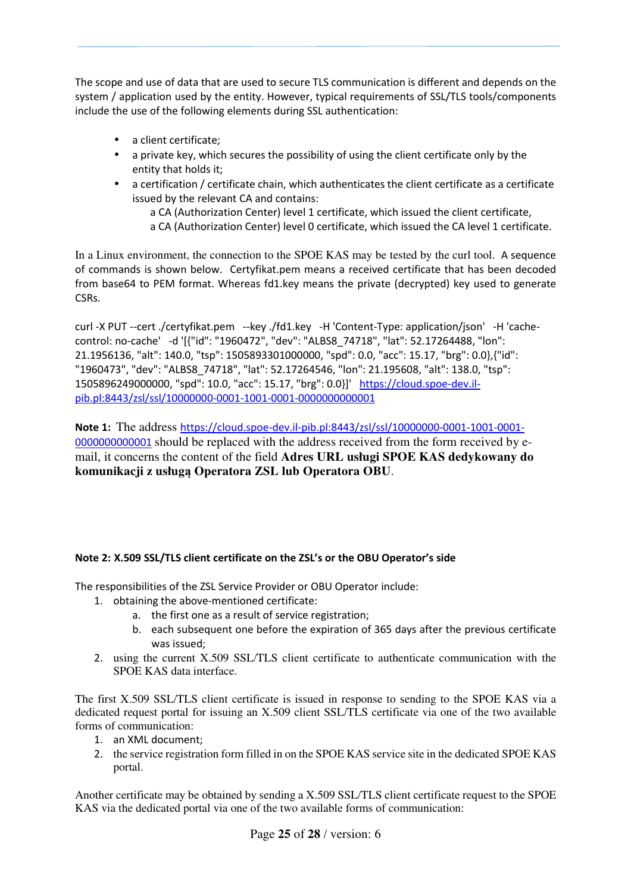The scope and use of data that are used to secure TLS communication is different and depends on the system / application used by the entity. However, typical requirements of SSL/TLS tools/components include the use of the following elements during SSL authentication:

- a client certificate;
- a private key, which secures the possibility of using the client certificate only by the entity that holds it;
- a certification / certificate chain, which authenticates the client certificate as a certificate issued by the relevant CA and contains:
  - a CA (Authorization Center) level 1 certificate, which issued the client certificate,
  - a CA (Authorization Center) level 0 certificate, which issued the CA level 1 certificate.

In a Linux environment, the connection to the SPOE KAS may be tested by the curl tool. A sequence of commands is shown below. Certyfikat.pem means a received certificate that has been decoded from base64 to PEM format. Whereas fd1.key means the private (decrypted) key used to generate CSRs.

```
curl -X PUT --cert ./certyfikat.pem  --key ./fd1.key  -H 'Content-Type: application/json'  -H 'cache-control: no-cache'  -d '[{"id": "1960472", "dev": "ALBS8_74718", "lat": 52.17264488, "lon": 21.1956136, "alt": 140.0, "tsp": 1505893301000000, "spd": 0.0, "acc": 15.17, "brg": 0.0},{"id": "1960473", "dev": "ALBS8_74718", "lat": 52.17264546, "lon": 21.195608, "alt": 138.0, "tsp": 1505896249000000, "spd": 10.0, "acc": 15.17, "brg": 0.0}]'  https://cloud.spoe-dev.il-pib.pl:8443/zsl/ssl/10000000-0001-1001-0001-0000000000001
```

**Note 1:** The address https://cloud.spoe-dev.il-pib.pl:8443/zsl/ssl/10000000-0001-1001-0001-0000000000001 should be replaced with the address received from the form received by e-mail, it concerns the content of the field **Adres URL usługi SPOE KAS dedykowany do komunikacji z usługą Operatora ZSL lub Operatora OBU**.

**Note 2: X.509 SSL/TLS client certificate on the ZSL's or the OBU Operator's side**

The responsibilities of the ZSL Service Provider or OBU Operator include:

1. obtaining the above-mentioned certificate:
   a. the first one as a result of service registration;
   b. each subsequent one before the expiration of 365 days after the previous certificate was issued;
2. using the current X.509 SSL/TLS client certificate to authenticate communication with the SPOE KAS data interface.

The first X.509 SSL/TLS client certificate is issued in response to sending to the SPOE KAS via a dedicated request portal for issuing an X.509 client SSL/TLS certificate via one of the two available forms of communication:

1. an XML document;
2. the service registration form filled in on the SPOE KAS service site in the dedicated SPOE KAS portal.

Another certificate may be obtained by sending a X.509 SSL/TLS client certificate request to the SPOE KAS via the dedicated portal via one of the two available forms of communication: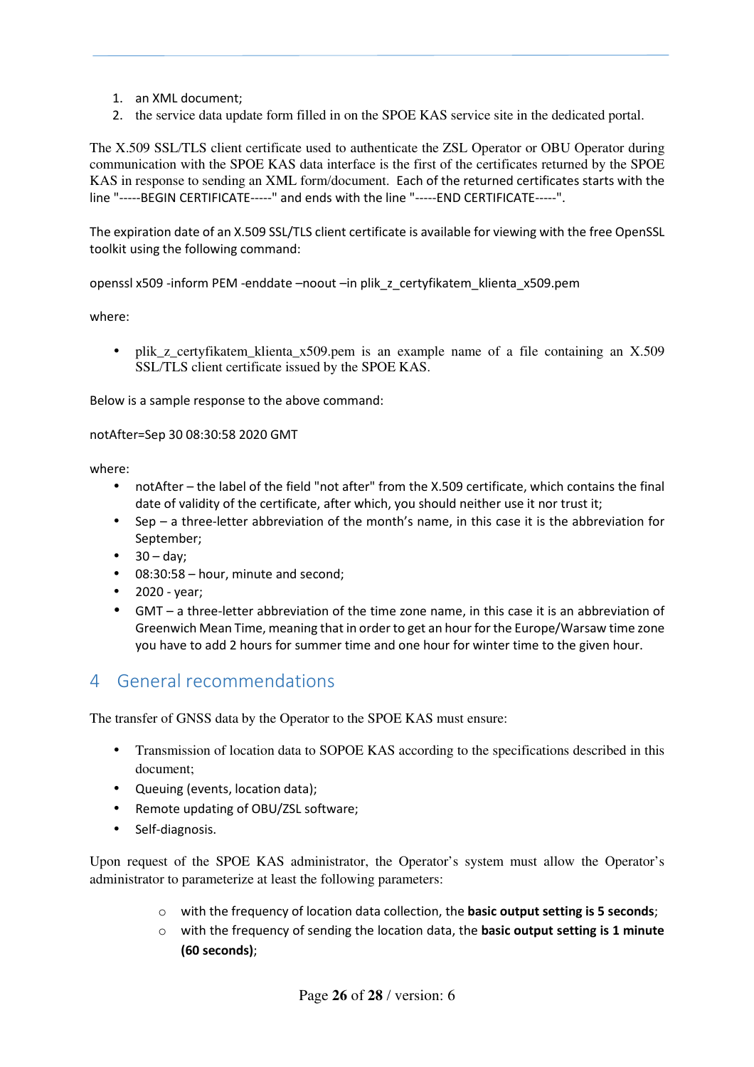1. an XML document;
2. the service data update form filled in on the SPOE KAS service site in the dedicated portal.

The X.509 SSL/TLS client certificate used to authenticate the ZSL Operator or OBU Operator during communication with the SPOE KAS data interface is the first of the certificates returned by the SPOE KAS in response to sending an XML form/document. Each of the returned certificates starts with the line "-----BEGIN CERTIFICATE-----" and ends with the line "-----END CERTIFICATE-----".

The expiration date of an X.509 SSL/TLS client certificate is available for viewing with the free OpenSSL toolkit using the following command:

openssl x509 -inform PEM -enddate –noout –in plik_z_certyfikatem_klienta_x509.pem

where:

- plik_z_certyfikatem_klienta_x509.pem is an example name of a file containing an X.509 SSL/TLS client certificate issued by the SPOE KAS.

Below is a sample response to the above command:

notAfter=Sep 30 08:30:58 2020 GMT

where:

- notAfter – the label of the field "not after" from the X.509 certificate, which contains the final date of validity of the certificate, after which, you should neither use it nor trust it;
- Sep – a three-letter abbreviation of the month's name, in this case it is the abbreviation for September;
- 30 – day;
- 08:30:58 – hour, minute and second;
- 2020 - year;
- GMT – a three-letter abbreviation of the time zone name, in this case it is an abbreviation of Greenwich Mean Time, meaning that in order to get an hour for the Europe/Warsaw time zone you have to add 2 hours for summer time and one hour for winter time to the given hour.

# 4 General recommendations

The transfer of GNSS data by the Operator to the SPOE KAS must ensure:

- Transmission of location data to SOPOE KAS according to the specifications described in this document;
- Queuing (events, location data);
- Remote updating of OBU/ZSL software;
- Self-diagnosis.

Upon request of the SPOE KAS administrator, the Operator's system must allow the Operator's administrator to parameterize at least the following parameters:

  - with the frequency of location data collection, the **basic output setting is 5 seconds**;
  - with the frequency of sending the location data, the **basic output setting is 1 minute (60 seconds)**;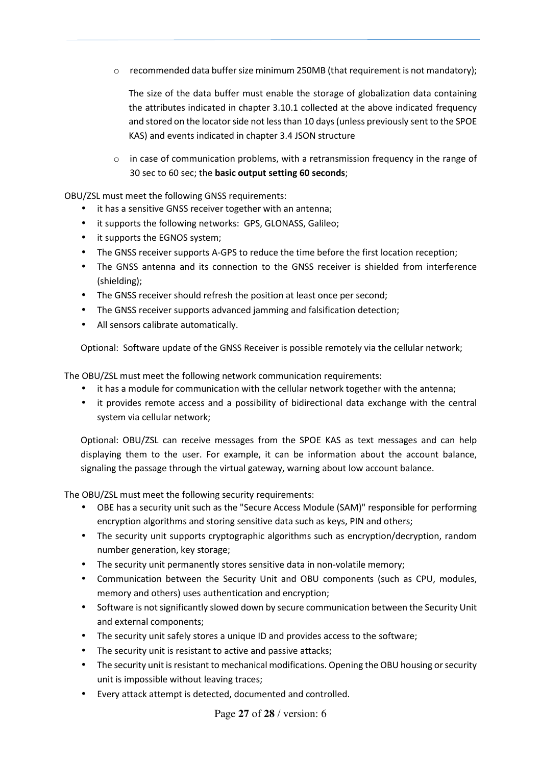- recommended data buffer size minimum 250MB (that requirement is not mandatory);

  The size of the data buffer must enable the storage of globalization data containing the attributes indicated in chapter 3.10.1 collected at the above indicated frequency and stored on the locator side not less than 10 days (unless previously sent to the SPOE KAS) and events indicated in chapter 3.4 JSON structure

- in case of communication problems, with a retransmission frequency in the range of 30 sec to 60 sec; the **basic output setting 60 seconds**;

OBU/ZSL must meet the following GNSS requirements:

- it has a sensitive GNSS receiver together with an antenna;
- it supports the following networks: GPS, GLONASS, Galileo;
- it supports the EGNOS system;
- The GNSS receiver supports A-GPS to reduce the time before the first location reception;
- The GNSS antenna and its connection to the GNSS receiver is shielded from interference (shielding);
- The GNSS receiver should refresh the position at least once per second;
- The GNSS receiver supports advanced jamming and falsification detection;
- All sensors calibrate automatically.

Optional: Software update of the GNSS Receiver is possible remotely via the cellular network;

The OBU/ZSL must meet the following network communication requirements:

- it has a module for communication with the cellular network together with the antenna;
- it provides remote access and a possibility of bidirectional data exchange with the central system via cellular network;

Optional: OBU/ZSL can receive messages from the SPOE KAS as text messages and can help displaying them to the user. For example, it can be information about the account balance, signaling the passage through the virtual gateway, warning about low account balance.

The OBU/ZSL must meet the following security requirements:

- OBE has a security unit such as the "Secure Access Module (SAM)" responsible for performing encryption algorithms and storing sensitive data such as keys, PIN and others;
- The security unit supports cryptographic algorithms such as encryption/decryption, random number generation, key storage;
- The security unit permanently stores sensitive data in non-volatile memory;
- Communication between the Security Unit and OBU components (such as CPU, modules, memory and others) uses authentication and encryption;
- Software is not significantly slowed down by secure communication between the Security Unit and external components;
- The security unit safely stores a unique ID and provides access to the software;
- The security unit is resistant to active and passive attacks;
- The security unit is resistant to mechanical modifications. Opening the OBU housing or security unit is impossible without leaving traces;
- Every attack attempt is detected, documented and controlled.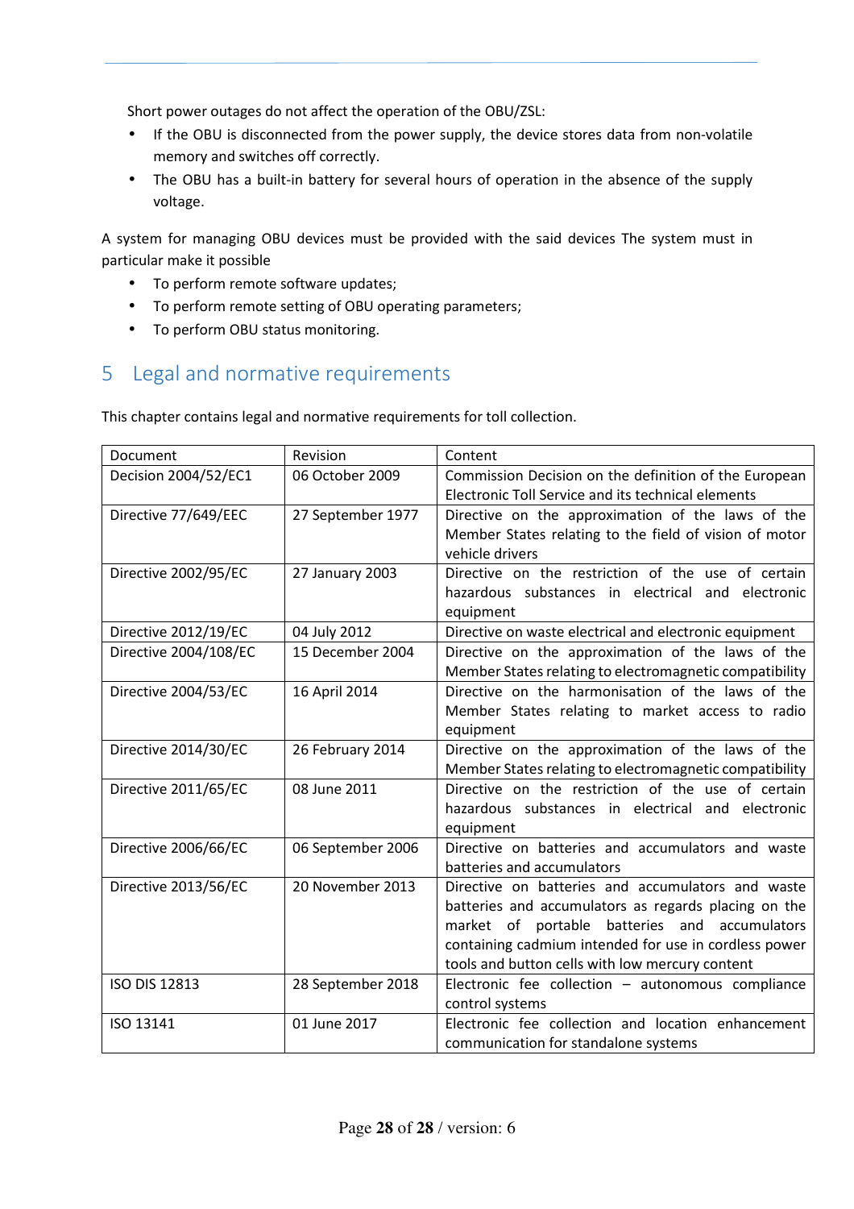Short power outages do not affect the operation of the OBU/ZSL:

- If the OBU is disconnected from the power supply, the device stores data from non-volatile memory and switches off correctly.
- The OBU has a built-in battery for several hours of operation in the absence of the supply voltage.

A system for managing OBU devices must be provided with the said devices The system must in particular make it possible

- To perform remote software updates;
- To perform remote setting of OBU operating parameters;
- To perform OBU status monitoring.

# 5 Legal and normative requirements

This chapter contains legal and normative requirements for toll collection.

| Document | Revision | Content |
|---|---|---|
| Decision 2004/52/EC1 | 06 October 2009 | Commission Decision on the definition of the European Electronic Toll Service and its technical elements |
| Directive 77/649/EEC | 27 September 1977 | Directive on the approximation of the laws of the Member States relating to the field of vision of motor vehicle drivers |
| Directive 2002/95/EC | 27 January 2003 | Directive on the restriction of the use of certain hazardous substances in electrical and electronic equipment |
| Directive 2012/19/EC | 04 July 2012 | Directive on waste electrical and electronic equipment |
| Directive 2004/108/EC | 15 December 2004 | Directive on the approximation of the laws of the Member States relating to electromagnetic compatibility |
| Directive 2004/53/EC | 16 April 2014 | Directive on the harmonisation of the laws of the Member States relating to market access to radio equipment |
| Directive 2014/30/EC | 26 February 2014 | Directive on the approximation of the laws of the Member States relating to electromagnetic compatibility |
| Directive 2011/65/EC | 08 June 2011 | Directive on the restriction of the use of certain hazardous substances in electrical and electronic equipment |
| Directive 2006/66/EC | 06 September 2006 | Directive on batteries and accumulators and waste batteries and accumulators |
| Directive 2013/56/EC | 20 November 2013 | Directive on batteries and accumulators and waste batteries and accumulators as regards placing on the market of portable batteries and accumulators containing cadmium intended for use in cordless power tools and button cells with low mercury content |
| ISO DIS 12813 | 28 September 2018 | Electronic fee collection – autonomous compliance control systems |
| ISO 13141 | 01 June 2017 | Electronic fee collection and location enhancement communication for standalone systems |